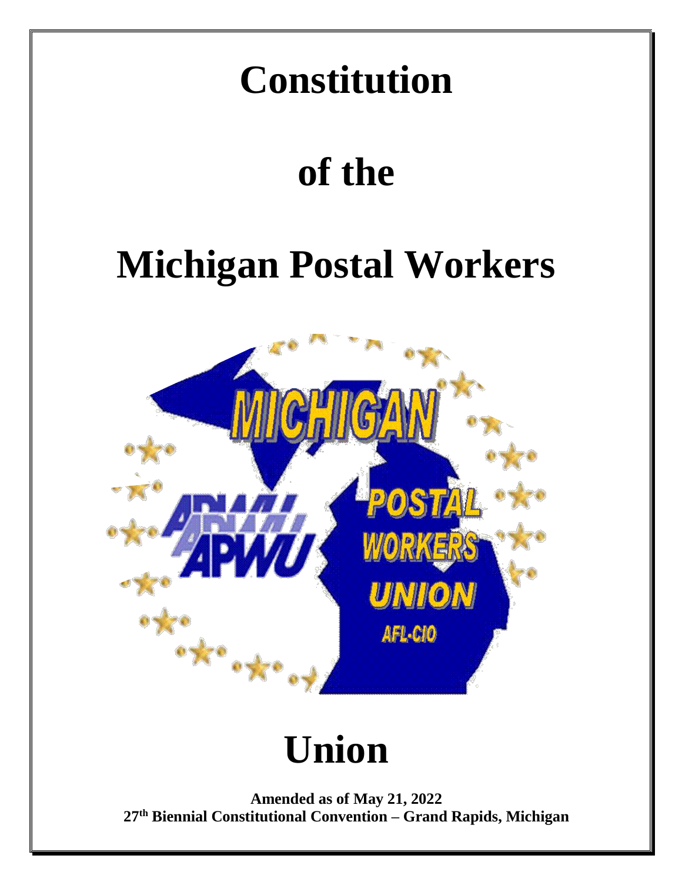# Constitution

# of the

# Michigan Postal Workers

# Union

**Amended as of May 21, 2022**
**27th Biennial Constitutional Convention – Grand Rapids, Michigan**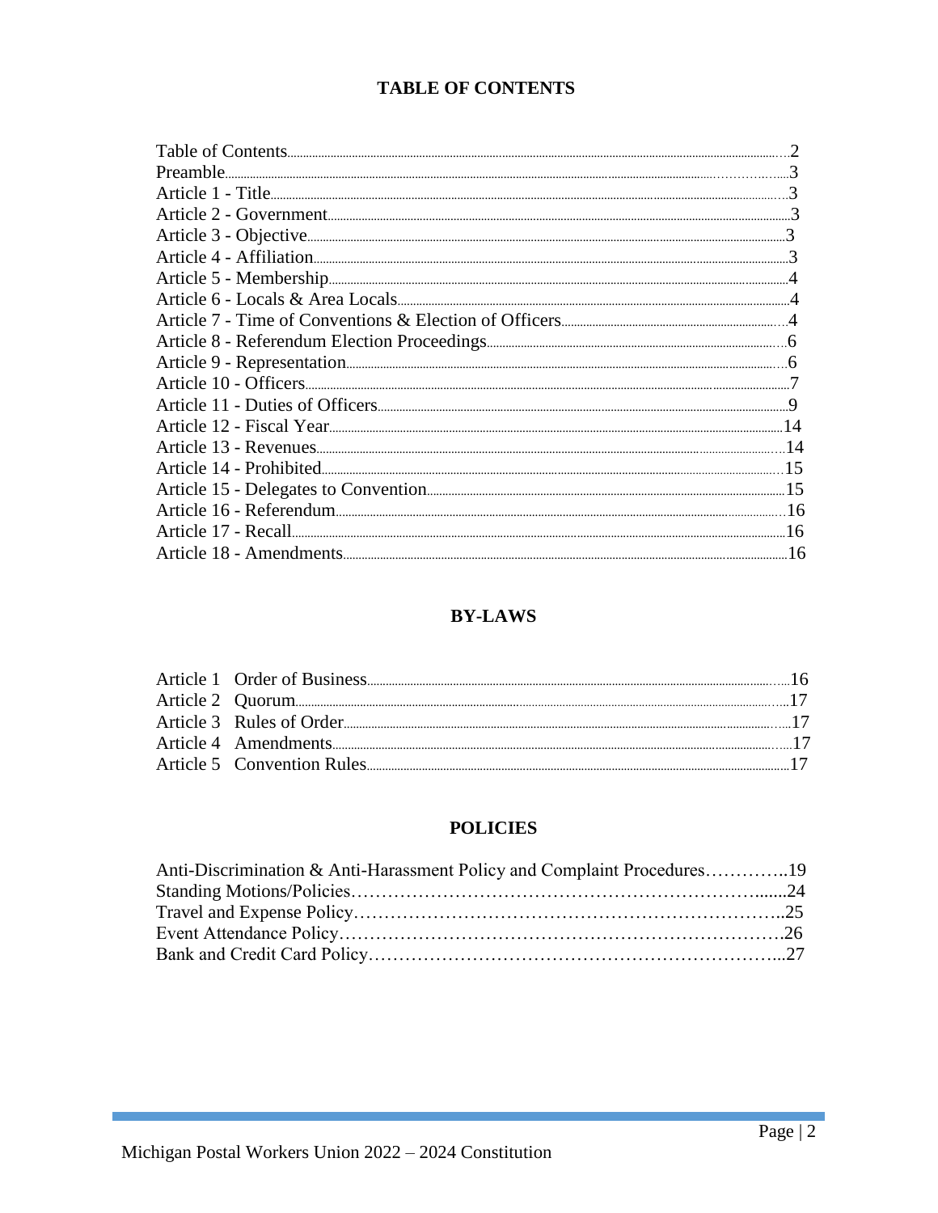# TABLE OF CONTENTS

Table of Contents.....2
Preamble.....3
Article 1 - Title.....3
Article 2 - Government.....3
Article 3 - Objective.....3
Article 4 - Affiliation.....3
Article 5 - Membership.....4
Article 6 - Locals & Area Locals.....4
Article 7 - Time of Conventions & Election of Officers.....4
Article 8 - Referendum Election Proceedings.....6
Article 9 - Representation.....6
Article 10 - Officers.....7
Article 11 - Duties of Officers.....9
Article 12 - Fiscal Year.....14
Article 13 - Revenues.....14
Article 14 - Prohibited.....15
Article 15 - Delegates to Convention.....15
Article 16 - Referendum.....16
Article 17 - Recall.....16
Article 18 - Amendments.....16

## BY-LAWS

Article 1 Order of Business.....16
Article 2 Quorum.....17
Article 3 Rules of Order.....17
Article 4 Amendments.....17
Article 5 Convention Rules.....17

## POLICIES

Anti-Discrimination & Anti-Harassment Policy and Complaint Procedures.....19
Standing Motions/Policies.....24
Travel and Expense Policy.....25
Event Attendance Policy.....26
Bank and Credit Card Policy.....27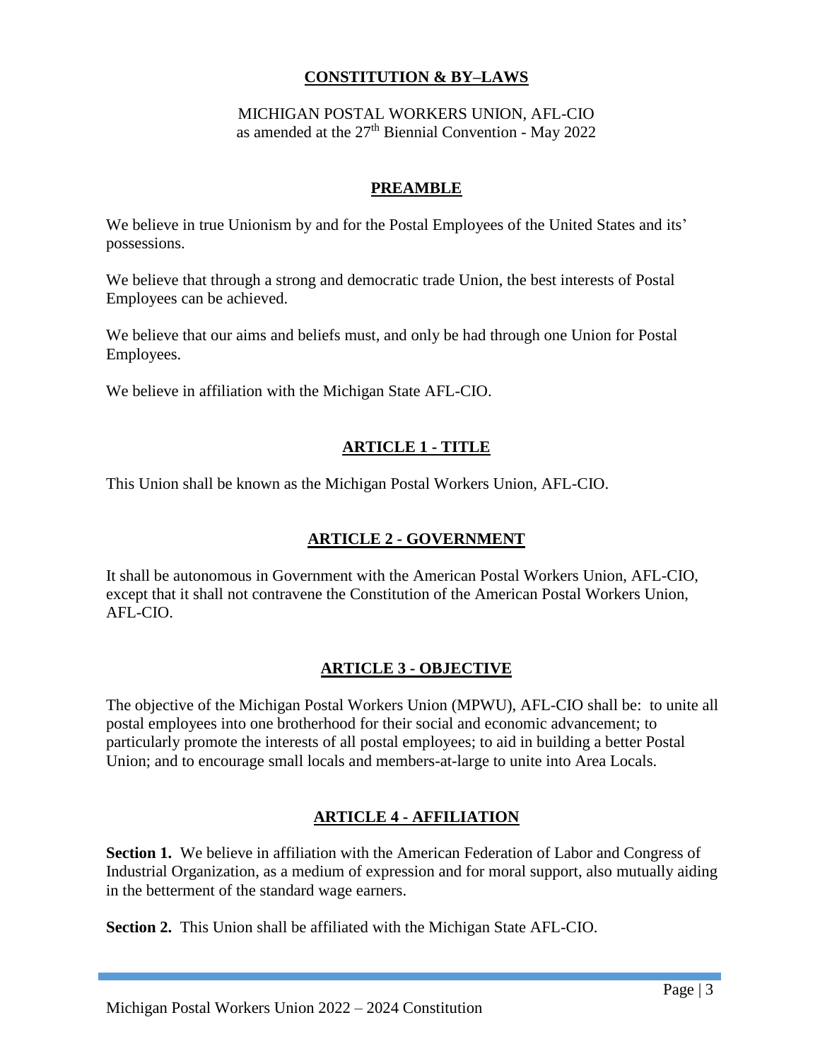# CONSTITUTION & BY–LAWS

MICHIGAN POSTAL WORKERS UNION, AFL-CIO
as amended at the 27th Biennial Convention - May 2022

## PREAMBLE

We believe in true Unionism by and for the Postal Employees of the United States and its' possessions.

We believe that through a strong and democratic trade Union, the best interests of Postal Employees can be achieved.

We believe that our aims and beliefs must, and only be had through one Union for Postal Employees.

We believe in affiliation with the Michigan State AFL-CIO.

## ARTICLE 1 - TITLE

This Union shall be known as the Michigan Postal Workers Union, AFL-CIO.

## ARTICLE 2 - GOVERNMENT

It shall be autonomous in Government with the American Postal Workers Union, AFL-CIO, except that it shall not contravene the Constitution of the American Postal Workers Union, AFL-CIO.

## ARTICLE 3 - OBJECTIVE

The objective of the Michigan Postal Workers Union (MPWU), AFL-CIO shall be: to unite all postal employees into one brotherhood for their social and economic advancement; to particularly promote the interests of all postal employees; to aid in building a better Postal Union; and to encourage small locals and members-at-large to unite into Area Locals.

## ARTICLE 4 - AFFILIATION

**Section 1.** We believe in affiliation with the American Federation of Labor and Congress of Industrial Organization, as a medium of expression and for moral support, also mutually aiding in the betterment of the standard wage earners.

**Section 2.** This Union shall be affiliated with the Michigan State AFL-CIO.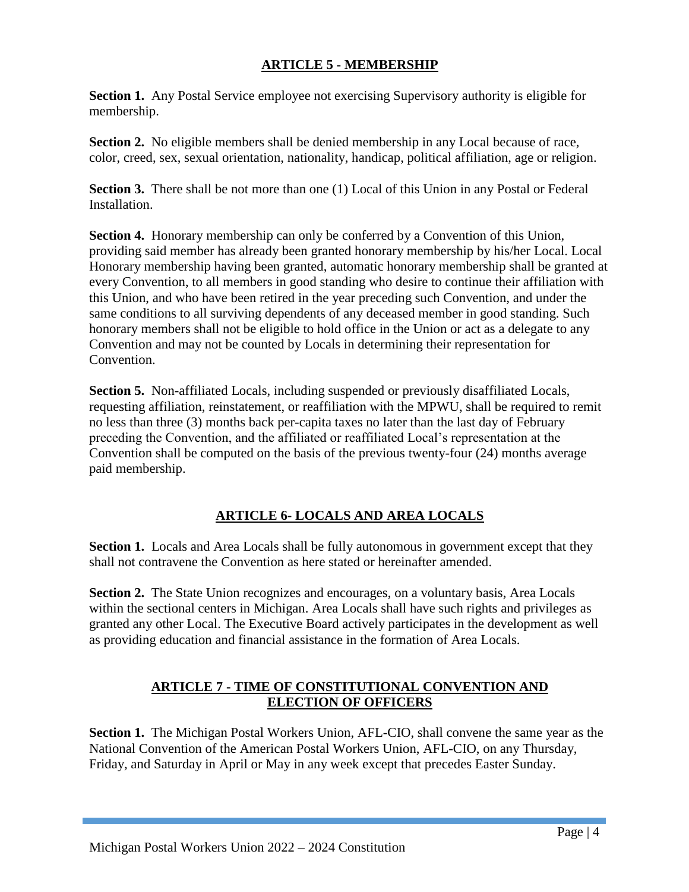## ARTICLE 5 - MEMBERSHIP

**Section 1.** Any Postal Service employee not exercising Supervisory authority is eligible for membership.

**Section 2.** No eligible members shall be denied membership in any Local because of race, color, creed, sex, sexual orientation, nationality, handicap, political affiliation, age or religion.

**Section 3.** There shall be not more than one (1) Local of this Union in any Postal or Federal Installation.

**Section 4.** Honorary membership can only be conferred by a Convention of this Union, providing said member has already been granted honorary membership by his/her Local. Local Honorary membership having been granted, automatic honorary membership shall be granted at every Convention, to all members in good standing who desire to continue their affiliation with this Union, and who have been retired in the year preceding such Convention, and under the same conditions to all surviving dependents of any deceased member in good standing. Such honorary members shall not be eligible to hold office in the Union or act as a delegate to any Convention and may not be counted by Locals in determining their representation for Convention.

**Section 5.** Non-affiliated Locals, including suspended or previously disaffiliated Locals, requesting affiliation, reinstatement, or reaffiliation with the MPWU, shall be required to remit no less than three (3) months back per-capita taxes no later than the last day of February preceding the Convention, and the affiliated or reaffiliated Local's representation at the Convention shall be computed on the basis of the previous twenty-four (24) months average paid membership.

## ARTICLE 6- LOCALS AND AREA LOCALS

**Section 1.** Locals and Area Locals shall be fully autonomous in government except that they shall not contravene the Convention as here stated or hereinafter amended.

**Section 2.** The State Union recognizes and encourages, on a voluntary basis, Area Locals within the sectional centers in Michigan. Area Locals shall have such rights and privileges as granted any other Local. The Executive Board actively participates in the development as well as providing education and financial assistance in the formation of Area Locals.

## ARTICLE 7 - TIME OF CONSTITUTIONAL CONVENTION AND ELECTION OF OFFICERS

**Section 1.** The Michigan Postal Workers Union, AFL-CIO, shall convene the same year as the National Convention of the American Postal Workers Union, AFL-CIO, on any Thursday, Friday, and Saturday in April or May in any week except that precedes Easter Sunday.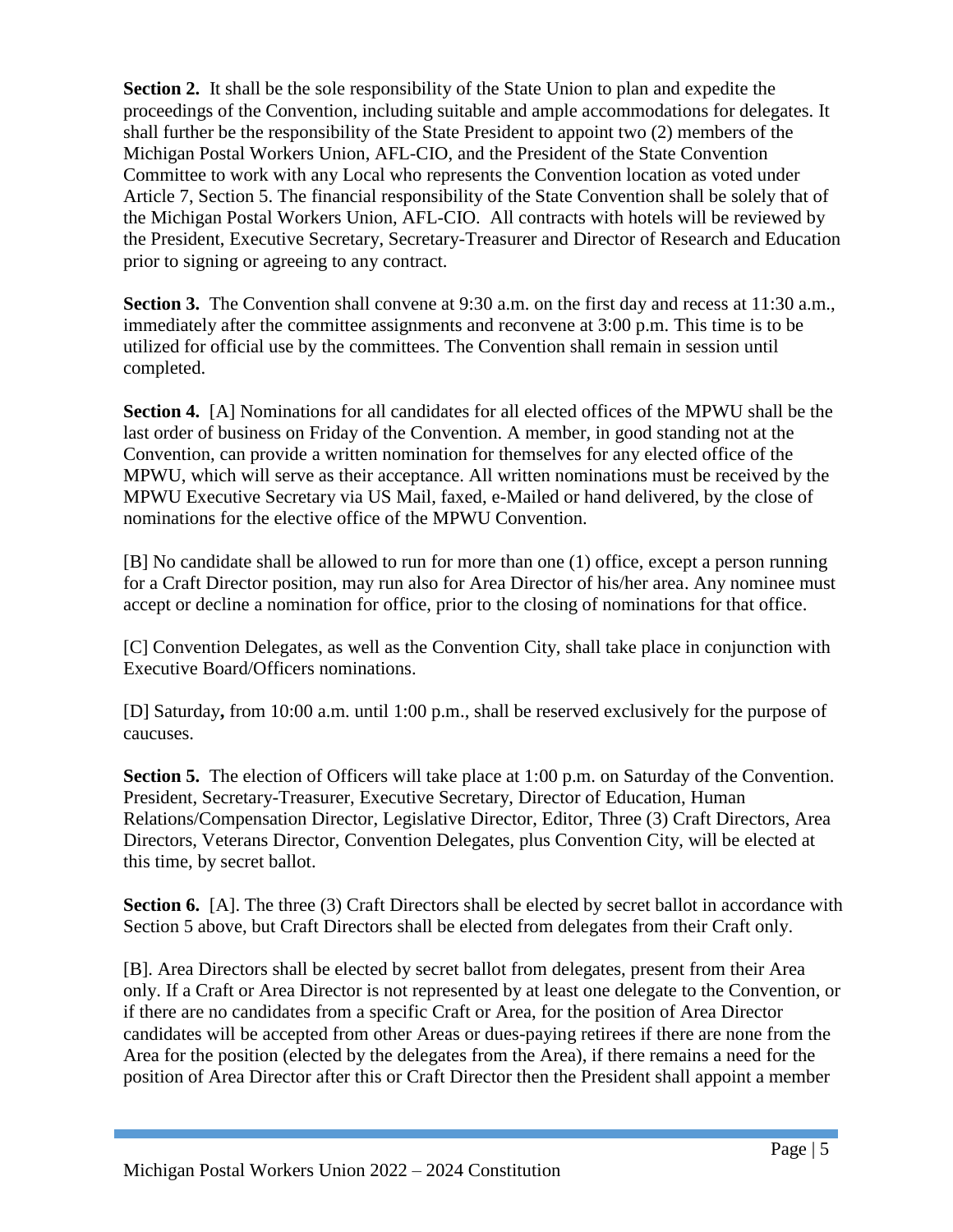**Section 2.** It shall be the sole responsibility of the State Union to plan and expedite the proceedings of the Convention, including suitable and ample accommodations for delegates. It shall further be the responsibility of the State President to appoint two (2) members of the Michigan Postal Workers Union, AFL-CIO, and the President of the State Convention Committee to work with any Local who represents the Convention location as voted under Article 7, Section 5. The financial responsibility of the State Convention shall be solely that of the Michigan Postal Workers Union, AFL-CIO. All contracts with hotels will be reviewed by the President, Executive Secretary, Secretary-Treasurer and Director of Research and Education prior to signing or agreeing to any contract.

**Section 3.** The Convention shall convene at 9:30 a.m. on the first day and recess at 11:30 a.m., immediately after the committee assignments and reconvene at 3:00 p.m. This time is to be utilized for official use by the committees. The Convention shall remain in session until completed.

**Section 4.** [A] Nominations for all candidates for all elected offices of the MPWU shall be the last order of business on Friday of the Convention. A member, in good standing not at the Convention, can provide a written nomination for themselves for any elected office of the MPWU, which will serve as their acceptance. All written nominations must be received by the MPWU Executive Secretary via US Mail, faxed, e-Mailed or hand delivered, by the close of nominations for the elective office of the MPWU Convention.

[B] No candidate shall be allowed to run for more than one (1) office, except a person running for a Craft Director position, may run also for Area Director of his/her area. Any nominee must accept or decline a nomination for office, prior to the closing of nominations for that office.

[C] Convention Delegates, as well as the Convention City, shall take place in conjunction with Executive Board/Officers nominations.

[D] Saturday**,** from 10:00 a.m. until 1:00 p.m., shall be reserved exclusively for the purpose of caucuses.

**Section 5.** The election of Officers will take place at 1:00 p.m. on Saturday of the Convention. President, Secretary-Treasurer, Executive Secretary, Director of Education, Human Relations/Compensation Director, Legislative Director, Editor, Three (3) Craft Directors, Area Directors, Veterans Director, Convention Delegates, plus Convention City, will be elected at this time, by secret ballot.

**Section 6.** [A]. The three (3) Craft Directors shall be elected by secret ballot in accordance with Section 5 above, but Craft Directors shall be elected from delegates from their Craft only.

[B]. Area Directors shall be elected by secret ballot from delegates, present from their Area only. If a Craft or Area Director is not represented by at least one delegate to the Convention, or if there are no candidates from a specific Craft or Area, for the position of Area Director candidates will be accepted from other Areas or dues-paying retirees if there are none from the Area for the position (elected by the delegates from the Area), if there remains a need for the position of Area Director after this or Craft Director then the President shall appoint a member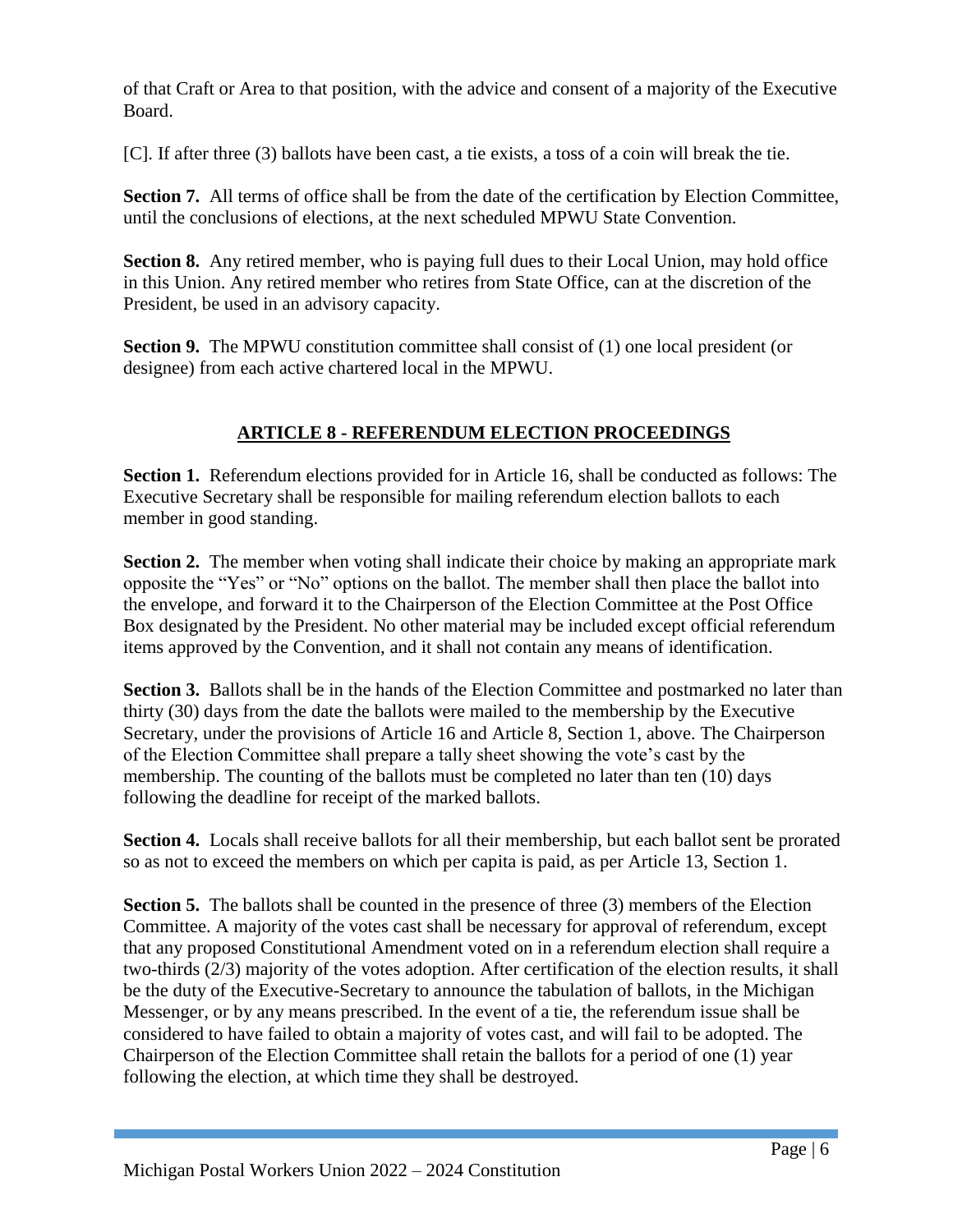of that Craft or Area to that position, with the advice and consent of a majority of the Executive Board.

[C]. If after three (3) ballots have been cast, a tie exists, a toss of a coin will break the tie.

**Section 7.** All terms of office shall be from the date of the certification by Election Committee, until the conclusions of elections, at the next scheduled MPWU State Convention.

**Section 8.** Any retired member, who is paying full dues to their Local Union, may hold office in this Union. Any retired member who retires from State Office, can at the discretion of the President, be used in an advisory capacity.

**Section 9.** The MPWU constitution committee shall consist of (1) one local president (or designee) from each active chartered local in the MPWU.

## ARTICLE 8 - REFERENDUM ELECTION PROCEEDINGS

**Section 1.** Referendum elections provided for in Article 16, shall be conducted as follows: The Executive Secretary shall be responsible for mailing referendum election ballots to each member in good standing.

**Section 2.** The member when voting shall indicate their choice by making an appropriate mark opposite the "Yes" or "No" options on the ballot. The member shall then place the ballot into the envelope, and forward it to the Chairperson of the Election Committee at the Post Office Box designated by the President. No other material may be included except official referendum items approved by the Convention, and it shall not contain any means of identification.

**Section 3.** Ballots shall be in the hands of the Election Committee and postmarked no later than thirty (30) days from the date the ballots were mailed to the membership by the Executive Secretary, under the provisions of Article 16 and Article 8, Section 1, above. The Chairperson of the Election Committee shall prepare a tally sheet showing the vote's cast by the membership. The counting of the ballots must be completed no later than ten (10) days following the deadline for receipt of the marked ballots.

**Section 4.** Locals shall receive ballots for all their membership, but each ballot sent be prorated so as not to exceed the members on which per capita is paid, as per Article 13, Section 1.

**Section 5.** The ballots shall be counted in the presence of three (3) members of the Election Committee. A majority of the votes cast shall be necessary for approval of referendum, except that any proposed Constitutional Amendment voted on in a referendum election shall require a two-thirds (2/3) majority of the votes adoption. After certification of the election results, it shall be the duty of the Executive-Secretary to announce the tabulation of ballots, in the Michigan Messenger, or by any means prescribed. In the event of a tie, the referendum issue shall be considered to have failed to obtain a majority of votes cast, and will fail to be adopted. The Chairperson of the Election Committee shall retain the ballots for a period of one (1) year following the election, at which time they shall be destroyed.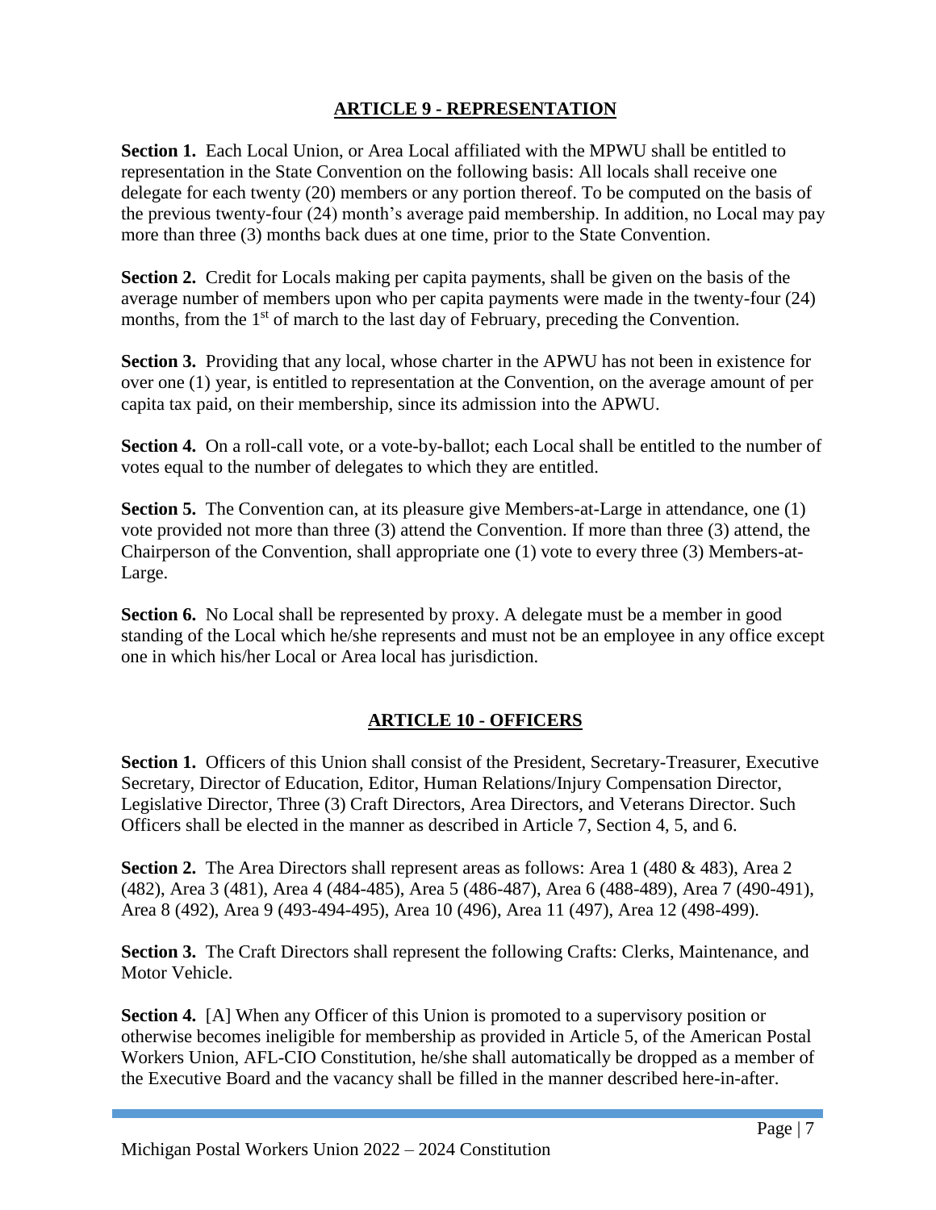## ARTICLE 9 - REPRESENTATION

**Section 1.** Each Local Union, or Area Local affiliated with the MPWU shall be entitled to representation in the State Convention on the following basis: All locals shall receive one delegate for each twenty (20) members or any portion thereof. To be computed on the basis of the previous twenty-four (24) month's average paid membership. In addition, no Local may pay more than three (3) months back dues at one time, prior to the State Convention.

**Section 2.** Credit for Locals making per capita payments, shall be given on the basis of the average number of members upon who per capita payments were made in the twenty-four (24) months, from the 1st of march to the last day of February, preceding the Convention.

**Section 3.** Providing that any local, whose charter in the APWU has not been in existence for over one (1) year, is entitled to representation at the Convention, on the average amount of per capita tax paid, on their membership, since its admission into the APWU.

**Section 4.** On a roll-call vote, or a vote-by-ballot; each Local shall be entitled to the number of votes equal to the number of delegates to which they are entitled.

**Section 5.** The Convention can, at its pleasure give Members-at-Large in attendance, one (1) vote provided not more than three (3) attend the Convention. If more than three (3) attend, the Chairperson of the Convention, shall appropriate one (1) vote to every three (3) Members-at-Large.

**Section 6.** No Local shall be represented by proxy. A delegate must be a member in good standing of the Local which he/she represents and must not be an employee in any office except one in which his/her Local or Area local has jurisdiction.

## ARTICLE 10 - OFFICERS

**Section 1.** Officers of this Union shall consist of the President, Secretary-Treasurer, Executive Secretary, Director of Education, Editor, Human Relations/Injury Compensation Director, Legislative Director, Three (3) Craft Directors, Area Directors, and Veterans Director. Such Officers shall be elected in the manner as described in Article 7, Section 4, 5, and 6.

**Section 2.** The Area Directors shall represent areas as follows: Area 1 (480 & 483), Area 2 (482), Area 3 (481), Area 4 (484-485), Area 5 (486-487), Area 6 (488-489), Area 7 (490-491), Area 8 (492), Area 9 (493-494-495), Area 10 (496), Area 11 (497), Area 12 (498-499).

**Section 3.** The Craft Directors shall represent the following Crafts: Clerks, Maintenance, and Motor Vehicle.

**Section 4.** [A] When any Officer of this Union is promoted to a supervisory position or otherwise becomes ineligible for membership as provided in Article 5, of the American Postal Workers Union, AFL-CIO Constitution, he/she shall automatically be dropped as a member of the Executive Board and the vacancy shall be filled in the manner described here-in-after.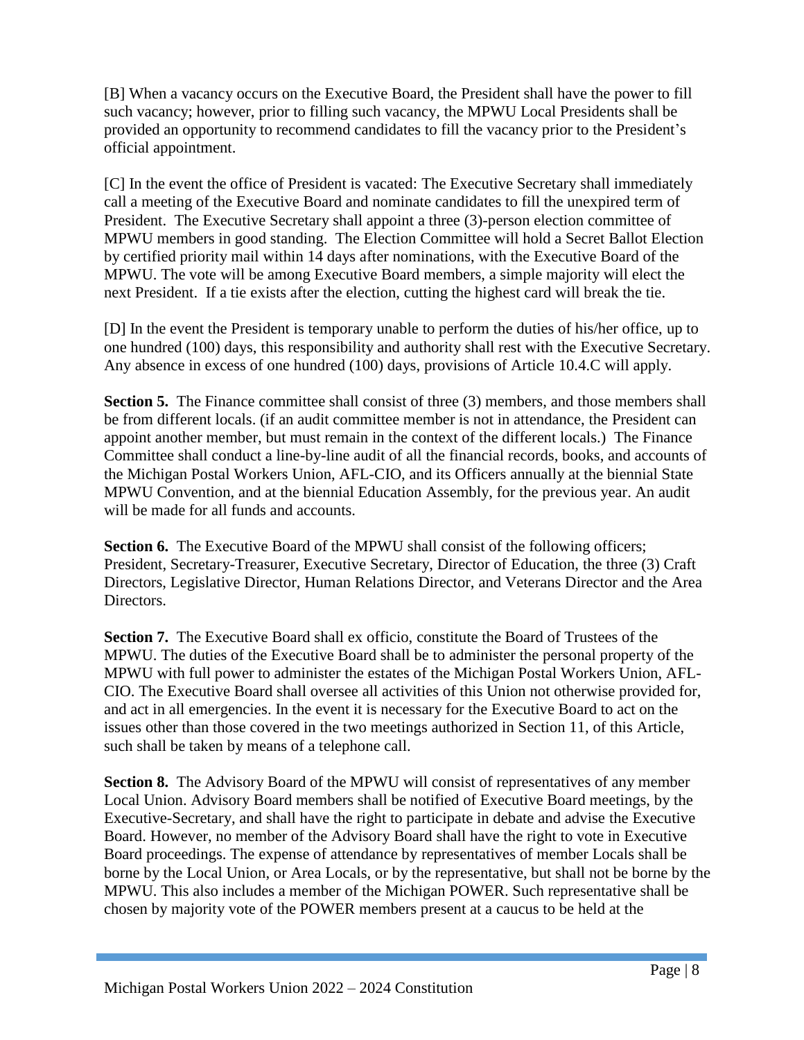[B] When a vacancy occurs on the Executive Board, the President shall have the power to fill such vacancy; however, prior to filling such vacancy, the MPWU Local Presidents shall be provided an opportunity to recommend candidates to fill the vacancy prior to the President's official appointment.

[C] In the event the office of President is vacated: The Executive Secretary shall immediately call a meeting of the Executive Board and nominate candidates to fill the unexpired term of President. The Executive Secretary shall appoint a three (3)-person election committee of MPWU members in good standing. The Election Committee will hold a Secret Ballot Election by certified priority mail within 14 days after nominations, with the Executive Board of the MPWU. The vote will be among Executive Board members, a simple majority will elect the next President. If a tie exists after the election, cutting the highest card will break the tie.

[D] In the event the President is temporary unable to perform the duties of his/her office, up to one hundred (100) days, this responsibility and authority shall rest with the Executive Secretary. Any absence in excess of one hundred (100) days, provisions of Article 10.4.C will apply.

**Section 5.** The Finance committee shall consist of three (3) members, and those members shall be from different locals. (if an audit committee member is not in attendance, the President can appoint another member, but must remain in the context of the different locals.) The Finance Committee shall conduct a line-by-line audit of all the financial records, books, and accounts of the Michigan Postal Workers Union, AFL-CIO, and its Officers annually at the biennial State MPWU Convention, and at the biennial Education Assembly, for the previous year. An audit will be made for all funds and accounts.

**Section 6.** The Executive Board of the MPWU shall consist of the following officers; President, Secretary-Treasurer, Executive Secretary, Director of Education, the three (3) Craft Directors, Legislative Director, Human Relations Director, and Veterans Director and the Area Directors.

**Section 7.** The Executive Board shall ex officio, constitute the Board of Trustees of the MPWU. The duties of the Executive Board shall be to administer the personal property of the MPWU with full power to administer the estates of the Michigan Postal Workers Union, AFL-CIO. The Executive Board shall oversee all activities of this Union not otherwise provided for, and act in all emergencies. In the event it is necessary for the Executive Board to act on the issues other than those covered in the two meetings authorized in Section 11, of this Article, such shall be taken by means of a telephone call.

**Section 8.** The Advisory Board of the MPWU will consist of representatives of any member Local Union. Advisory Board members shall be notified of Executive Board meetings, by the Executive-Secretary, and shall have the right to participate in debate and advise the Executive Board. However, no member of the Advisory Board shall have the right to vote in Executive Board proceedings. The expense of attendance by representatives of member Locals shall be borne by the Local Union, or Area Locals, or by the representative, but shall not be borne by the MPWU. This also includes a member of the Michigan POWER. Such representative shall be chosen by majority vote of the POWER members present at a caucus to be held at the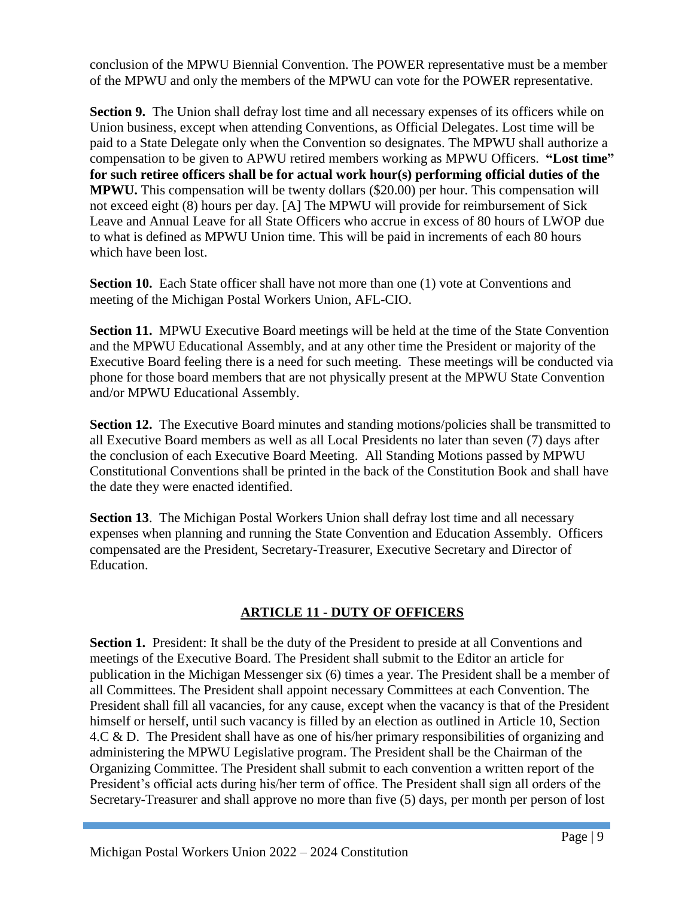conclusion of the MPWU Biennial Convention. The POWER representative must be a member of the MPWU and only the members of the MPWU can vote for the POWER representative.

**Section 9.** The Union shall defray lost time and all necessary expenses of its officers while on Union business, except when attending Conventions, as Official Delegates. Lost time will be paid to a State Delegate only when the Convention so designates. The MPWU shall authorize a compensation to be given to APWU retired members working as MPWU Officers. **"Lost time" for such retiree officers shall be for actual work hour(s) performing official duties of the MPWU.** This compensation will be twenty dollars ($20.00) per hour. This compensation will not exceed eight (8) hours per day. [A] The MPWU will provide for reimbursement of Sick Leave and Annual Leave for all State Officers who accrue in excess of 80 hours of LWOP due to what is defined as MPWU Union time. This will be paid in increments of each 80 hours which have been lost.

**Section 10.** Each State officer shall have not more than one (1) vote at Conventions and meeting of the Michigan Postal Workers Union, AFL-CIO.

**Section 11.** MPWU Executive Board meetings will be held at the time of the State Convention and the MPWU Educational Assembly, and at any other time the President or majority of the Executive Board feeling there is a need for such meeting. These meetings will be conducted via phone for those board members that are not physically present at the MPWU State Convention and/or MPWU Educational Assembly.

**Section 12.** The Executive Board minutes and standing motions/policies shall be transmitted to all Executive Board members as well as all Local Presidents no later than seven (7) days after the conclusion of each Executive Board Meeting. All Standing Motions passed by MPWU Constitutional Conventions shall be printed in the back of the Constitution Book and shall have the date they were enacted identified.

**Section 13**. The Michigan Postal Workers Union shall defray lost time and all necessary expenses when planning and running the State Convention and Education Assembly. Officers compensated are the President, Secretary-Treasurer, Executive Secretary and Director of Education.

## ARTICLE 11 - DUTY OF OFFICERS

**Section 1.** President: It shall be the duty of the President to preside at all Conventions and meetings of the Executive Board. The President shall submit to the Editor an article for publication in the Michigan Messenger six (6) times a year. The President shall be a member of all Committees. The President shall appoint necessary Committees at each Convention. The President shall fill all vacancies, for any cause, except when the vacancy is that of the President himself or herself, until such vacancy is filled by an election as outlined in Article 10, Section 4.C & D. The President shall have as one of his/her primary responsibilities of organizing and administering the MPWU Legislative program. The President shall be the Chairman of the Organizing Committee. The President shall submit to each convention a written report of the President's official acts during his/her term of office. The President shall sign all orders of the Secretary-Treasurer and shall approve no more than five (5) days, per month per person of lost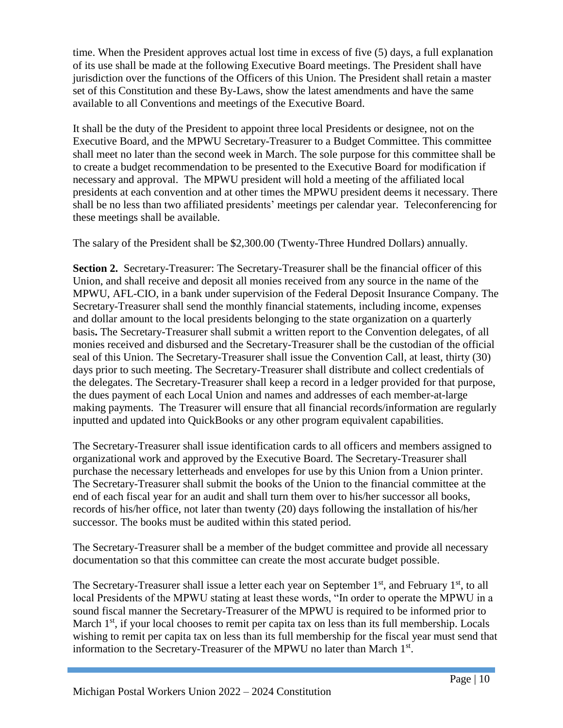time. When the President approves actual lost time in excess of five (5) days, a full explanation of its use shall be made at the following Executive Board meetings. The President shall have jurisdiction over the functions of the Officers of this Union. The President shall retain a master set of this Constitution and these By-Laws, show the latest amendments and have the same available to all Conventions and meetings of the Executive Board.

It shall be the duty of the President to appoint three local Presidents or designee, not on the Executive Board, and the MPWU Secretary-Treasurer to a Budget Committee. This committee shall meet no later than the second week in March. The sole purpose for this committee shall be to create a budget recommendation to be presented to the Executive Board for modification if necessary and approval. The MPWU president will hold a meeting of the affiliated local presidents at each convention and at other times the MPWU president deems it necessary. There shall be no less than two affiliated presidents' meetings per calendar year. Teleconferencing for these meetings shall be available.

The salary of the President shall be $2,300.00 (Twenty-Three Hundred Dollars) annually.

**Section 2.** Secretary-Treasurer: The Secretary-Treasurer shall be the financial officer of this Union, and shall receive and deposit all monies received from any source in the name of the MPWU, AFL-CIO, in a bank under supervision of the Federal Deposit Insurance Company. The Secretary-Treasurer shall send the monthly financial statements, including income, expenses and dollar amount to the local presidents belonging to the state organization on a quarterly basis**.** The Secretary-Treasurer shall submit a written report to the Convention delegates, of all monies received and disbursed and the Secretary-Treasurer shall be the custodian of the official seal of this Union. The Secretary-Treasurer shall issue the Convention Call, at least, thirty (30) days prior to such meeting. The Secretary-Treasurer shall distribute and collect credentials of the delegates. The Secretary-Treasurer shall keep a record in a ledger provided for that purpose, the dues payment of each Local Union and names and addresses of each member-at-large making payments. The Treasurer will ensure that all financial records/information are regularly inputted and updated into QuickBooks or any other program equivalent capabilities.

The Secretary-Treasurer shall issue identification cards to all officers and members assigned to organizational work and approved by the Executive Board. The Secretary-Treasurer shall purchase the necessary letterheads and envelopes for use by this Union from a Union printer. The Secretary-Treasurer shall submit the books of the Union to the financial committee at the end of each fiscal year for an audit and shall turn them over to his/her successor all books, records of his/her office, not later than twenty (20) days following the installation of his/her successor. The books must be audited within this stated period.

The Secretary-Treasurer shall be a member of the budget committee and provide all necessary documentation so that this committee can create the most accurate budget possible.

The Secretary-Treasurer shall issue a letter each year on September 1st, and February 1st, to all local Presidents of the MPWU stating at least these words, "In order to operate the MPWU in a sound fiscal manner the Secretary-Treasurer of the MPWU is required to be informed prior to March 1st, if your local chooses to remit per capita tax on less than its full membership. Locals wishing to remit per capita tax on less than its full membership for the fiscal year must send that information to the Secretary-Treasurer of the MPWU no later than March 1st.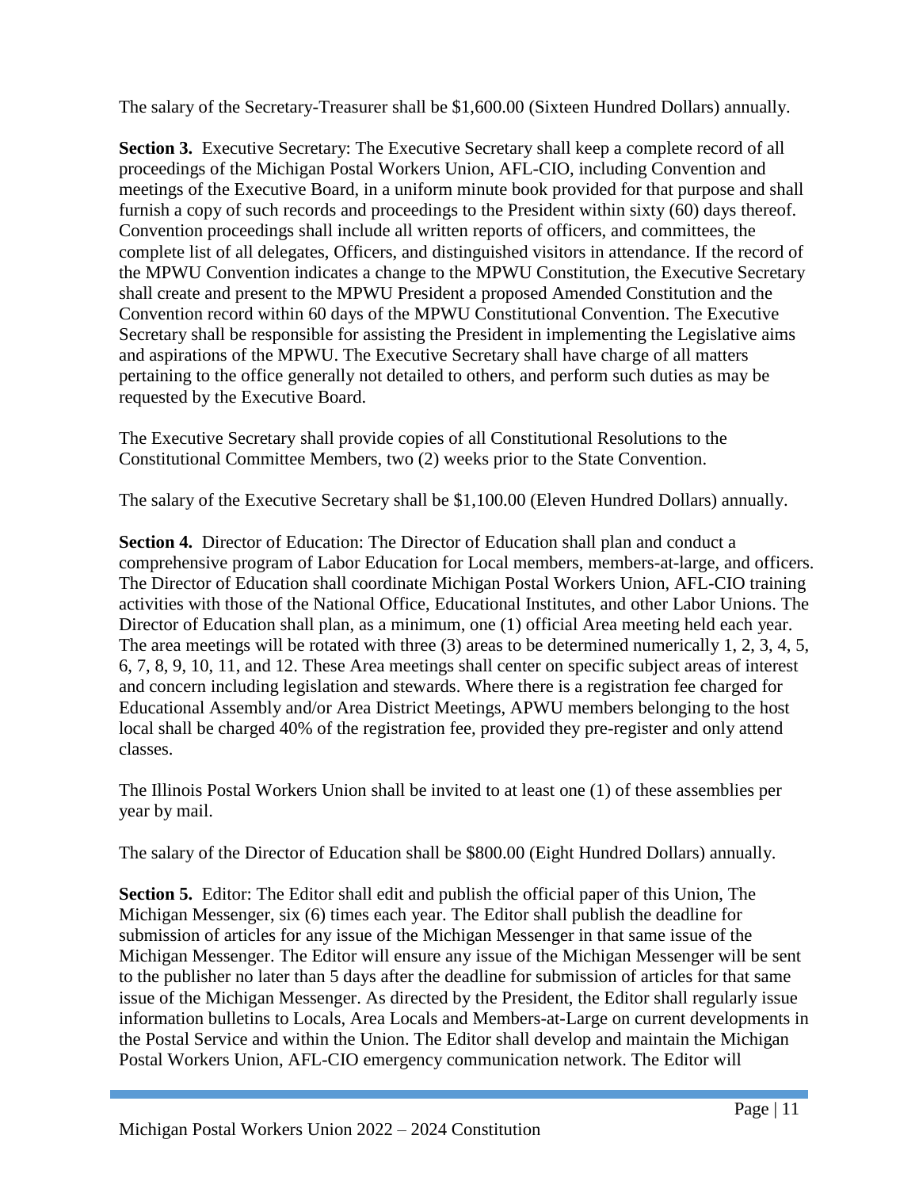The salary of the Secretary-Treasurer shall be $1,600.00 (Sixteen Hundred Dollars) annually.

**Section 3.** Executive Secretary: The Executive Secretary shall keep a complete record of all proceedings of the Michigan Postal Workers Union, AFL-CIO, including Convention and meetings of the Executive Board, in a uniform minute book provided for that purpose and shall furnish a copy of such records and proceedings to the President within sixty (60) days thereof. Convention proceedings shall include all written reports of officers, and committees, the complete list of all delegates, Officers, and distinguished visitors in attendance. If the record of the MPWU Convention indicates a change to the MPWU Constitution, the Executive Secretary shall create and present to the MPWU President a proposed Amended Constitution and the Convention record within 60 days of the MPWU Constitutional Convention. The Executive Secretary shall be responsible for assisting the President in implementing the Legislative aims and aspirations of the MPWU. The Executive Secretary shall have charge of all matters pertaining to the office generally not detailed to others, and perform such duties as may be requested by the Executive Board.

The Executive Secretary shall provide copies of all Constitutional Resolutions to the Constitutional Committee Members, two (2) weeks prior to the State Convention.

The salary of the Executive Secretary shall be $1,100.00 (Eleven Hundred Dollars) annually.

**Section 4.** Director of Education: The Director of Education shall plan and conduct a comprehensive program of Labor Education for Local members, members-at-large, and officers. The Director of Education shall coordinate Michigan Postal Workers Union, AFL-CIO training activities with those of the National Office, Educational Institutes, and other Labor Unions. The Director of Education shall plan, as a minimum, one (1) official Area meeting held each year. The area meetings will be rotated with three (3) areas to be determined numerically 1, 2, 3, 4, 5, 6, 7, 8, 9, 10, 11, and 12. These Area meetings shall center on specific subject areas of interest and concern including legislation and stewards. Where there is a registration fee charged for Educational Assembly and/or Area District Meetings, APWU members belonging to the host local shall be charged 40% of the registration fee, provided they pre-register and only attend classes.

The Illinois Postal Workers Union shall be invited to at least one (1) of these assemblies per year by mail.

The salary of the Director of Education shall be $800.00 (Eight Hundred Dollars) annually.

**Section 5.** Editor: The Editor shall edit and publish the official paper of this Union, The Michigan Messenger, six (6) times each year. The Editor shall publish the deadline for submission of articles for any issue of the Michigan Messenger in that same issue of the Michigan Messenger. The Editor will ensure any issue of the Michigan Messenger will be sent to the publisher no later than 5 days after the deadline for submission of articles for that same issue of the Michigan Messenger. As directed by the President, the Editor shall regularly issue information bulletins to Locals, Area Locals and Members-at-Large on current developments in the Postal Service and within the Union. The Editor shall develop and maintain the Michigan Postal Workers Union, AFL-CIO emergency communication network. The Editor will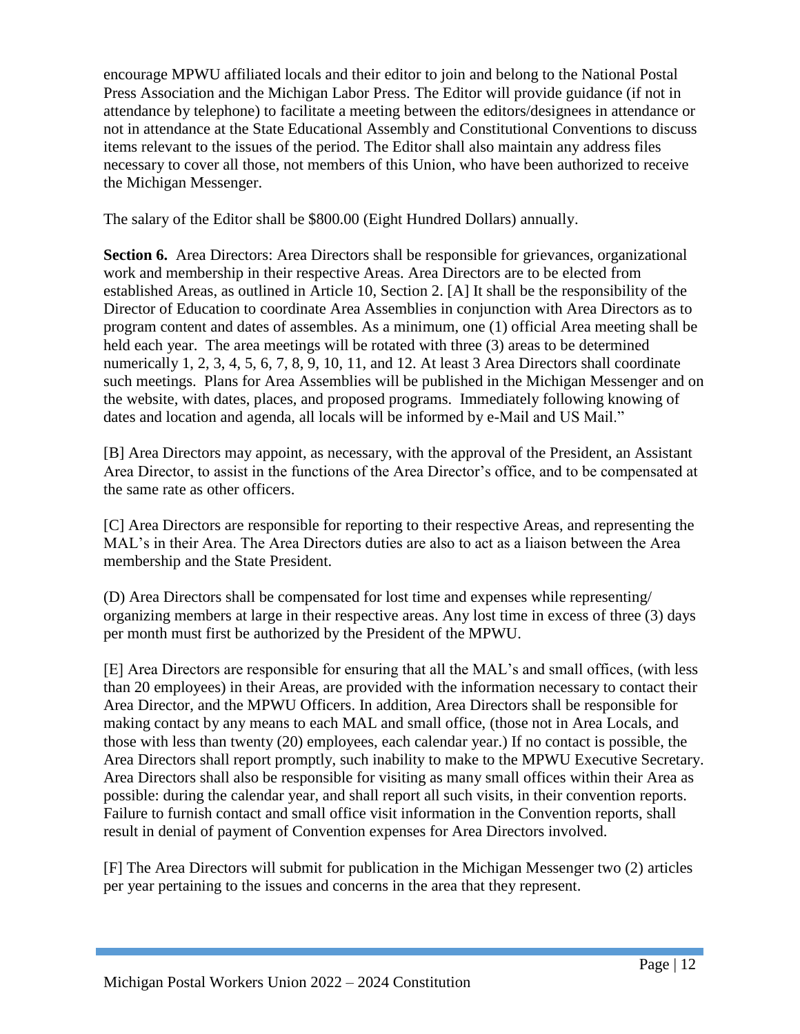encourage MPWU affiliated locals and their editor to join and belong to the National Postal Press Association and the Michigan Labor Press. The Editor will provide guidance (if not in attendance by telephone) to facilitate a meeting between the editors/designees in attendance or not in attendance at the State Educational Assembly and Constitutional Conventions to discuss items relevant to the issues of the period. The Editor shall also maintain any address files necessary to cover all those, not members of this Union, who have been authorized to receive the Michigan Messenger.

The salary of the Editor shall be $800.00 (Eight Hundred Dollars) annually.

**Section 6.** Area Directors: Area Directors shall be responsible for grievances, organizational work and membership in their respective Areas. Area Directors are to be elected from established Areas, as outlined in Article 10, Section 2. [A] It shall be the responsibility of the Director of Education to coordinate Area Assemblies in conjunction with Area Directors as to program content and dates of assembles. As a minimum, one (1) official Area meeting shall be held each year. The area meetings will be rotated with three (3) areas to be determined numerically 1, 2, 3, 4, 5, 6, 7, 8, 9, 10, 11, and 12. At least 3 Area Directors shall coordinate such meetings. Plans for Area Assemblies will be published in the Michigan Messenger and on the website, with dates, places, and proposed programs. Immediately following knowing of dates and location and agenda, all locals will be informed by e-Mail and US Mail."

[B] Area Directors may appoint, as necessary, with the approval of the President, an Assistant Area Director, to assist in the functions of the Area Director's office, and to be compensated at the same rate as other officers.

[C] Area Directors are responsible for reporting to their respective Areas, and representing the MAL's in their Area. The Area Directors duties are also to act as a liaison between the Area membership and the State President.

(D) Area Directors shall be compensated for lost time and expenses while representing/ organizing members at large in their respective areas. Any lost time in excess of three (3) days per month must first be authorized by the President of the MPWU.

[E] Area Directors are responsible for ensuring that all the MAL's and small offices, (with less than 20 employees) in their Areas, are provided with the information necessary to contact their Area Director, and the MPWU Officers. In addition, Area Directors shall be responsible for making contact by any means to each MAL and small office, (those not in Area Locals, and those with less than twenty (20) employees, each calendar year.) If no contact is possible, the Area Directors shall report promptly, such inability to make to the MPWU Executive Secretary. Area Directors shall also be responsible for visiting as many small offices within their Area as possible: during the calendar year, and shall report all such visits, in their convention reports. Failure to furnish contact and small office visit information in the Convention reports, shall result in denial of payment of Convention expenses for Area Directors involved.

[F] The Area Directors will submit for publication in the Michigan Messenger two (2) articles per year pertaining to the issues and concerns in the area that they represent.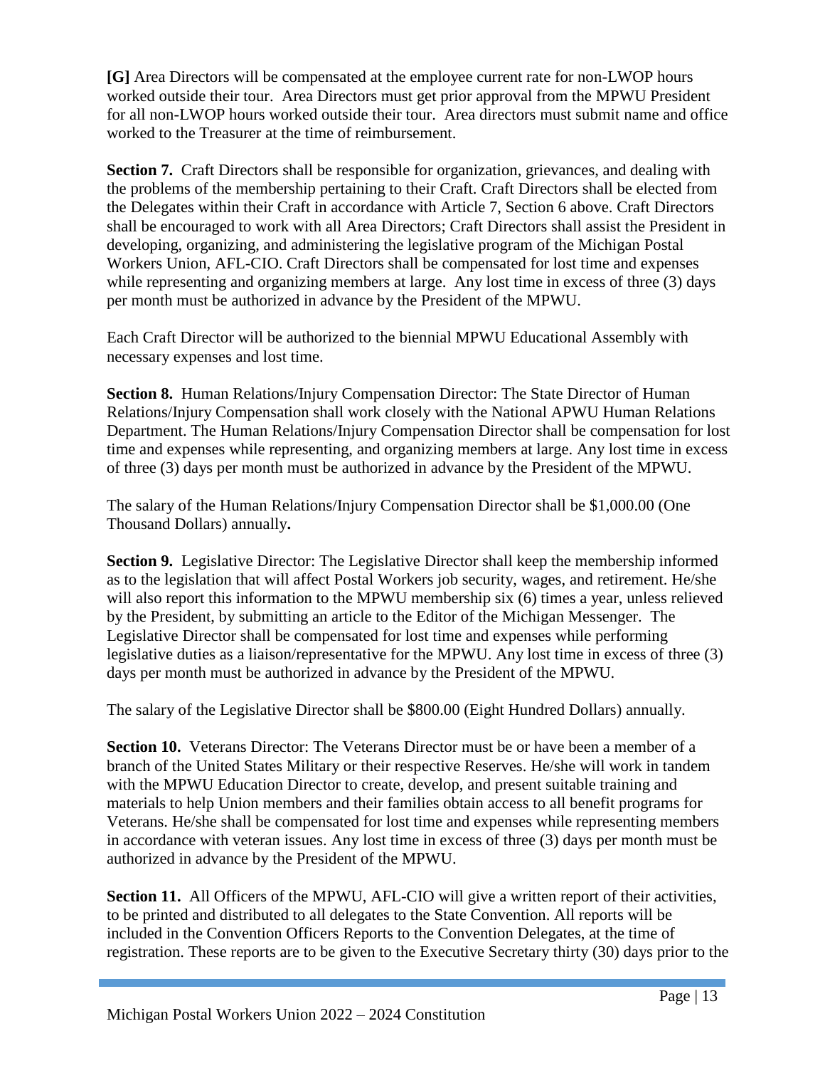**[G]** Area Directors will be compensated at the employee current rate for non-LWOP hours worked outside their tour. Area Directors must get prior approval from the MPWU President for all non-LWOP hours worked outside their tour. Area directors must submit name and office worked to the Treasurer at the time of reimbursement.

**Section 7.** Craft Directors shall be responsible for organization, grievances, and dealing with the problems of the membership pertaining to their Craft. Craft Directors shall be elected from the Delegates within their Craft in accordance with Article 7, Section 6 above. Craft Directors shall be encouraged to work with all Area Directors; Craft Directors shall assist the President in developing, organizing, and administering the legislative program of the Michigan Postal Workers Union, AFL-CIO. Craft Directors shall be compensated for lost time and expenses while representing and organizing members at large. Any lost time in excess of three (3) days per month must be authorized in advance by the President of the MPWU.

Each Craft Director will be authorized to the biennial MPWU Educational Assembly with necessary expenses and lost time.

**Section 8.** Human Relations/Injury Compensation Director: The State Director of Human Relations/Injury Compensation shall work closely with the National APWU Human Relations Department. The Human Relations/Injury Compensation Director shall be compensation for lost time and expenses while representing, and organizing members at large. Any lost time in excess of three (3) days per month must be authorized in advance by the President of the MPWU.

The salary of the Human Relations/Injury Compensation Director shall be $1,000.00 (One Thousand Dollars) annually**.**

**Section 9.** Legislative Director: The Legislative Director shall keep the membership informed as to the legislation that will affect Postal Workers job security, wages, and retirement. He/she will also report this information to the MPWU membership six (6) times a year, unless relieved by the President, by submitting an article to the Editor of the Michigan Messenger. The Legislative Director shall be compensated for lost time and expenses while performing legislative duties as a liaison/representative for the MPWU. Any lost time in excess of three (3) days per month must be authorized in advance by the President of the MPWU.

The salary of the Legislative Director shall be $800.00 (Eight Hundred Dollars) annually.

**Section 10.** Veterans Director: The Veterans Director must be or have been a member of a branch of the United States Military or their respective Reserves. He/she will work in tandem with the MPWU Education Director to create, develop, and present suitable training and materials to help Union members and their families obtain access to all benefit programs for Veterans. He/she shall be compensated for lost time and expenses while representing members in accordance with veteran issues. Any lost time in excess of three (3) days per month must be authorized in advance by the President of the MPWU.

**Section 11.** All Officers of the MPWU, AFL-CIO will give a written report of their activities, to be printed and distributed to all delegates to the State Convention. All reports will be included in the Convention Officers Reports to the Convention Delegates, at the time of registration. These reports are to be given to the Executive Secretary thirty (30) days prior to the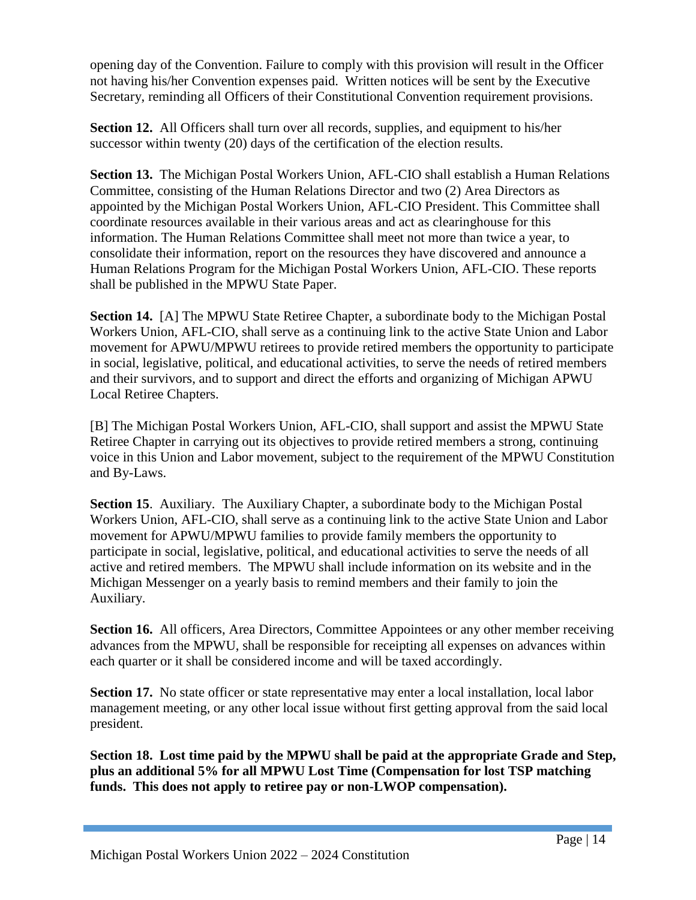opening day of the Convention. Failure to comply with this provision will result in the Officer not having his/her Convention expenses paid. Written notices will be sent by the Executive Secretary, reminding all Officers of their Constitutional Convention requirement provisions.

**Section 12.** All Officers shall turn over all records, supplies, and equipment to his/her successor within twenty (20) days of the certification of the election results.

**Section 13.** The Michigan Postal Workers Union, AFL-CIO shall establish a Human Relations Committee, consisting of the Human Relations Director and two (2) Area Directors as appointed by the Michigan Postal Workers Union, AFL-CIO President. This Committee shall coordinate resources available in their various areas and act as clearinghouse for this information. The Human Relations Committee shall meet not more than twice a year, to consolidate their information, report on the resources they have discovered and announce a Human Relations Program for the Michigan Postal Workers Union, AFL-CIO. These reports shall be published in the MPWU State Paper.

**Section 14.** [A] The MPWU State Retiree Chapter, a subordinate body to the Michigan Postal Workers Union, AFL-CIO, shall serve as a continuing link to the active State Union and Labor movement for APWU/MPWU retirees to provide retired members the opportunity to participate in social, legislative, political, and educational activities, to serve the needs of retired members and their survivors, and to support and direct the efforts and organizing of Michigan APWU Local Retiree Chapters.

[B] The Michigan Postal Workers Union, AFL-CIO, shall support and assist the MPWU State Retiree Chapter in carrying out its objectives to provide retired members a strong, continuing voice in this Union and Labor movement, subject to the requirement of the MPWU Constitution and By-Laws.

**Section 15**. Auxiliary. The Auxiliary Chapter, a subordinate body to the Michigan Postal Workers Union, AFL-CIO, shall serve as a continuing link to the active State Union and Labor movement for APWU/MPWU families to provide family members the opportunity to participate in social, legislative, political, and educational activities to serve the needs of all active and retired members. The MPWU shall include information on its website and in the Michigan Messenger on a yearly basis to remind members and their family to join the Auxiliary.

**Section 16.** All officers, Area Directors, Committee Appointees or any other member receiving advances from the MPWU, shall be responsible for receipting all expenses on advances within each quarter or it shall be considered income and will be taxed accordingly.

**Section 17.** No state officer or state representative may enter a local installation, local labor management meeting, or any other local issue without first getting approval from the said local president.

**Section 18. Lost time paid by the MPWU shall be paid at the appropriate Grade and Step, plus an additional 5% for all MPWU Lost Time (Compensation for lost TSP matching funds. This does not apply to retiree pay or non-LWOP compensation).**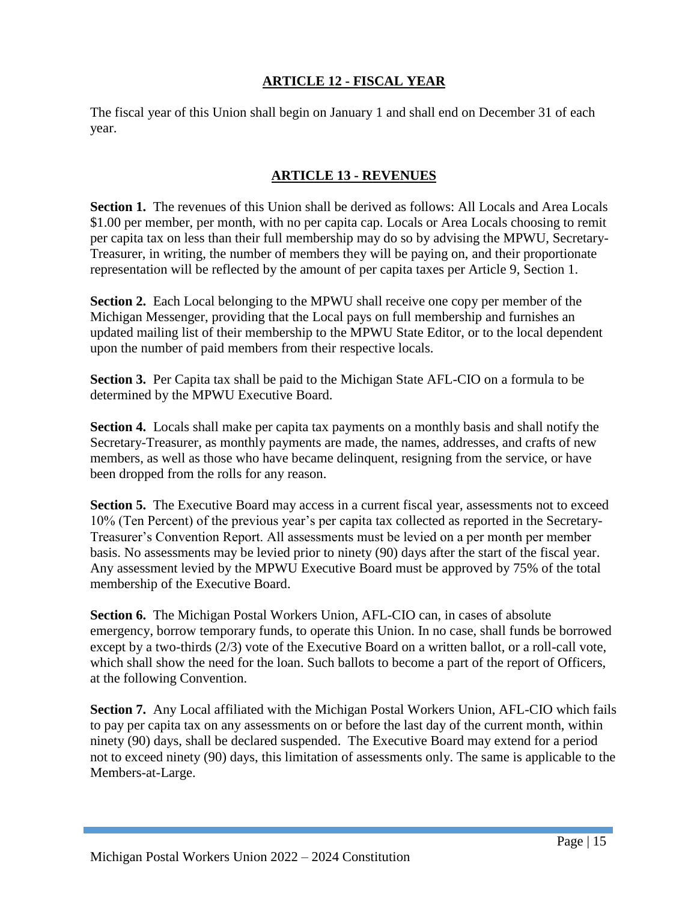## ARTICLE 12 - FISCAL YEAR

The fiscal year of this Union shall begin on January 1 and shall end on December 31 of each year.

## ARTICLE 13 - REVENUES

**Section 1.** The revenues of this Union shall be derived as follows: All Locals and Area Locals $1.00 per member, per month, with no per capita cap. Locals or Area Locals choosing to remit per capita tax on less than their full membership may do so by advising the MPWU, Secretary-Treasurer, in writing, the number of members they will be paying on, and their proportionate representation will be reflected by the amount of per capita taxes per Article 9, Section 1.

**Section 2.** Each Local belonging to the MPWU shall receive one copy per member of the Michigan Messenger, providing that the Local pays on full membership and furnishes an updated mailing list of their membership to the MPWU State Editor, or to the local dependent upon the number of paid members from their respective locals.

**Section 3.** Per Capita tax shall be paid to the Michigan State AFL-CIO on a formula to be determined by the MPWU Executive Board.

**Section 4.** Locals shall make per capita tax payments on a monthly basis and shall notify the Secretary-Treasurer, as monthly payments are made, the names, addresses, and crafts of new members, as well as those who have became delinquent, resigning from the service, or have been dropped from the rolls for any reason.

**Section 5.** The Executive Board may access in a current fiscal year, assessments not to exceed 10% (Ten Percent) of the previous year's per capita tax collected as reported in the Secretary-Treasurer's Convention Report. All assessments must be levied on a per month per member basis. No assessments may be levied prior to ninety (90) days after the start of the fiscal year. Any assessment levied by the MPWU Executive Board must be approved by 75% of the total membership of the Executive Board.

**Section 6.** The Michigan Postal Workers Union, AFL-CIO can, in cases of absolute emergency, borrow temporary funds, to operate this Union. In no case, shall funds be borrowed except by a two-thirds (2/3) vote of the Executive Board on a written ballot, or a roll-call vote, which shall show the need for the loan. Such ballots to become a part of the report of Officers, at the following Convention.

**Section 7.** Any Local affiliated with the Michigan Postal Workers Union, AFL-CIO which fails to pay per capita tax on any assessments on or before the last day of the current month, within ninety (90) days, shall be declared suspended. The Executive Board may extend for a period not to exceed ninety (90) days, this limitation of assessments only. The same is applicable to the Members-at-Large.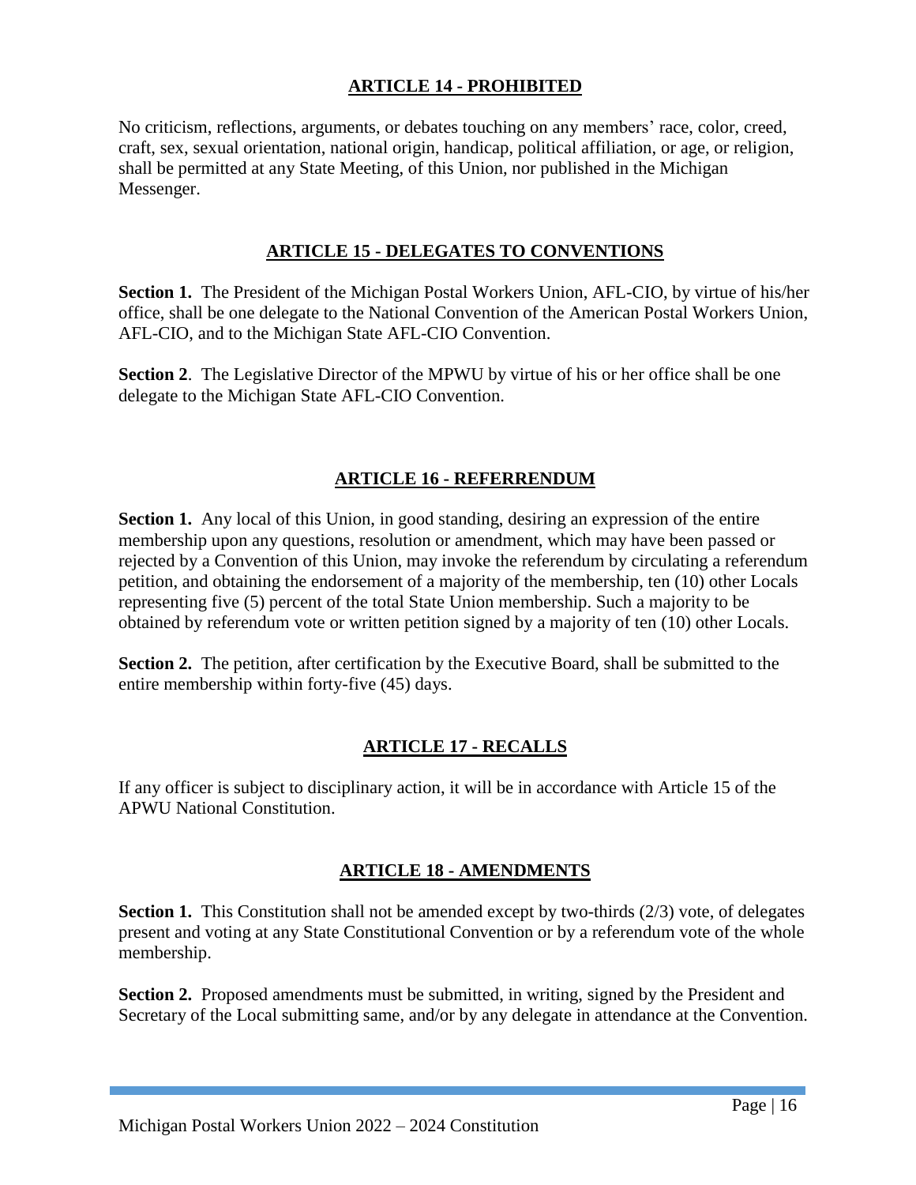## ARTICLE 14 - PROHIBITED

No criticism, reflections, arguments, or debates touching on any members' race, color, creed, craft, sex, sexual orientation, national origin, handicap, political affiliation, or age, or religion, shall be permitted at any State Meeting, of this Union, nor published in the Michigan Messenger.

## ARTICLE 15 - DELEGATES TO CONVENTIONS

**Section 1.** The President of the Michigan Postal Workers Union, AFL-CIO, by virtue of his/her office, shall be one delegate to the National Convention of the American Postal Workers Union, AFL-CIO, and to the Michigan State AFL-CIO Convention.

**Section 2**. The Legislative Director of the MPWU by virtue of his or her office shall be one delegate to the Michigan State AFL-CIO Convention.

## ARTICLE 16 - REFERRENDUM

**Section 1.** Any local of this Union, in good standing, desiring an expression of the entire membership upon any questions, resolution or amendment, which may have been passed or rejected by a Convention of this Union, may invoke the referendum by circulating a referendum petition, and obtaining the endorsement of a majority of the membership, ten (10) other Locals representing five (5) percent of the total State Union membership. Such a majority to be obtained by referendum vote or written petition signed by a majority of ten (10) other Locals.

**Section 2.** The petition, after certification by the Executive Board, shall be submitted to the entire membership within forty-five (45) days.

## ARTICLE 17 - RECALLS

If any officer is subject to disciplinary action, it will be in accordance with Article 15 of the APWU National Constitution.

## ARTICLE 18 - AMENDMENTS

**Section 1.** This Constitution shall not be amended except by two-thirds (2/3) vote, of delegates present and voting at any State Constitutional Convention or by a referendum vote of the whole membership.

**Section 2.** Proposed amendments must be submitted, in writing, signed by the President and Secretary of the Local submitting same, and/or by any delegate in attendance at the Convention.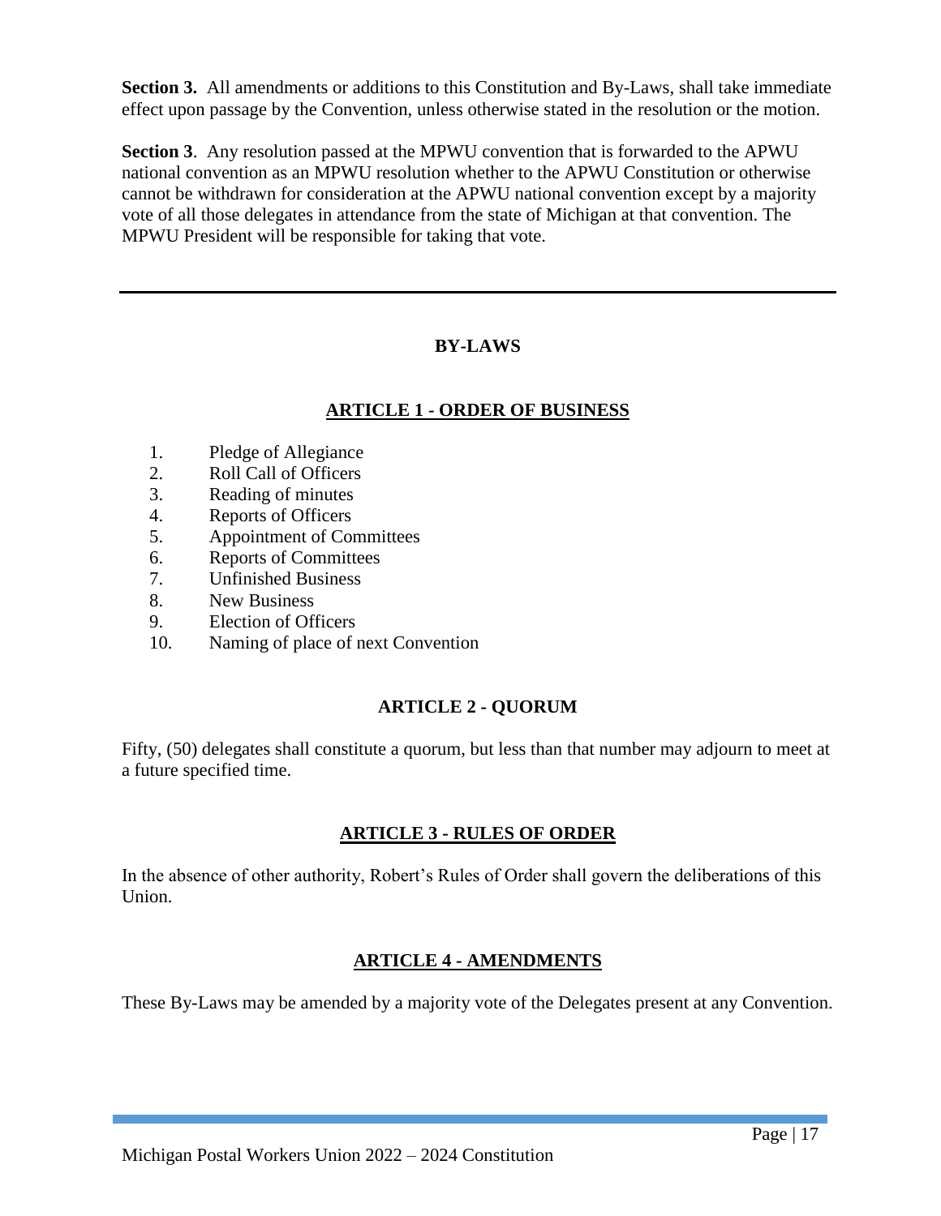**Section 3.** All amendments or additions to this Constitution and By-Laws, shall take immediate effect upon passage by the Convention, unless otherwise stated in the resolution or the motion.

**Section 3**. Any resolution passed at the MPWU convention that is forwarded to the APWU national convention as an MPWU resolution whether to the APWU Constitution or otherwise cannot be withdrawn for consideration at the APWU national convention except by a majority vote of all those delegates in attendance from the state of Michigan at that convention. The MPWU President will be responsible for taking that vote.

---

## BY-LAWS

### ARTICLE 1 - ORDER OF BUSINESS

1. Pledge of Allegiance
2. Roll Call of Officers
3. Reading of minutes
4. Reports of Officers
5. Appointment of Committees
6. Reports of Committees
7. Unfinished Business
8. New Business
9. Election of Officers
10. Naming of place of next Convention

### ARTICLE 2 - QUORUM

Fifty, (50) delegates shall constitute a quorum, but less than that number may adjourn to meet at a future specified time.

### ARTICLE 3 - RULES OF ORDER

In the absence of other authority, Robert's Rules of Order shall govern the deliberations of this Union.

### ARTICLE 4 - AMENDMENTS

These By-Laws may be amended by a majority vote of the Delegates present at any Convention.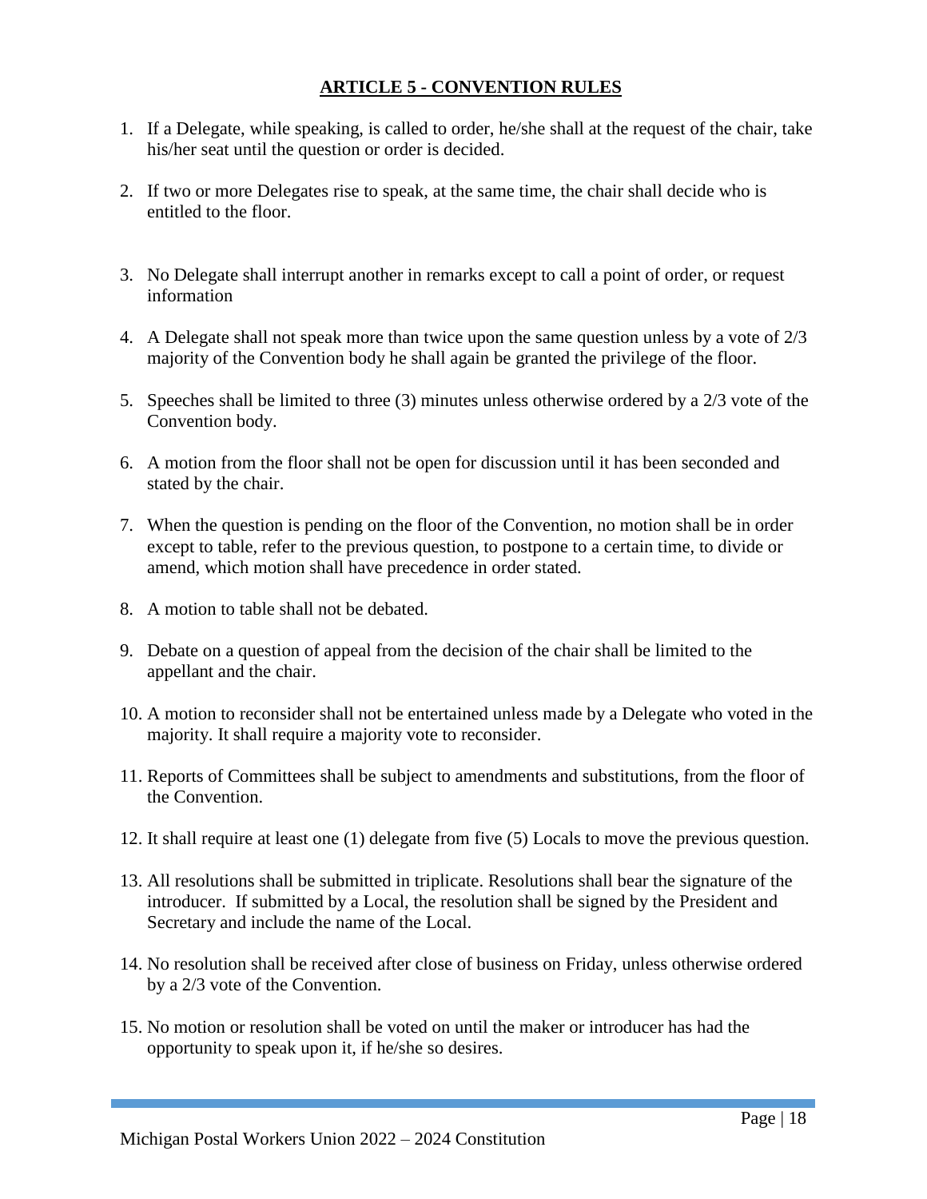## ARTICLE 5 - CONVENTION RULES

1. If a Delegate, while speaking, is called to order, he/she shall at the request of the chair, take his/her seat until the question or order is decided.
2. If two or more Delegates rise to speak, at the same time, the chair shall decide who is entitled to the floor.
3. No Delegate shall interrupt another in remarks except to call a point of order, or request information
4. A Delegate shall not speak more than twice upon the same question unless by a vote of 2/3 majority of the Convention body he shall again be granted the privilege of the floor.
5. Speeches shall be limited to three (3) minutes unless otherwise ordered by a 2/3 vote of the Convention body.
6. A motion from the floor shall not be open for discussion until it has been seconded and stated by the chair.
7. When the question is pending on the floor of the Convention, no motion shall be in order except to table, refer to the previous question, to postpone to a certain time, to divide or amend, which motion shall have precedence in order stated.
8. A motion to table shall not be debated.
9. Debate on a question of appeal from the decision of the chair shall be limited to the appellant and the chair.
10. A motion to reconsider shall not be entertained unless made by a Delegate who voted in the majority. It shall require a majority vote to reconsider.
11. Reports of Committees shall be subject to amendments and substitutions, from the floor of the Convention.
12. It shall require at least one (1) delegate from five (5) Locals to move the previous question.
13. All resolutions shall be submitted in triplicate. Resolutions shall bear the signature of the introducer. If submitted by a Local, the resolution shall be signed by the President and Secretary and include the name of the Local.
14. No resolution shall be received after close of business on Friday, unless otherwise ordered by a 2/3 vote of the Convention.
15. No motion or resolution shall be voted on until the maker or introducer has had the opportunity to speak upon it, if he/she so desires.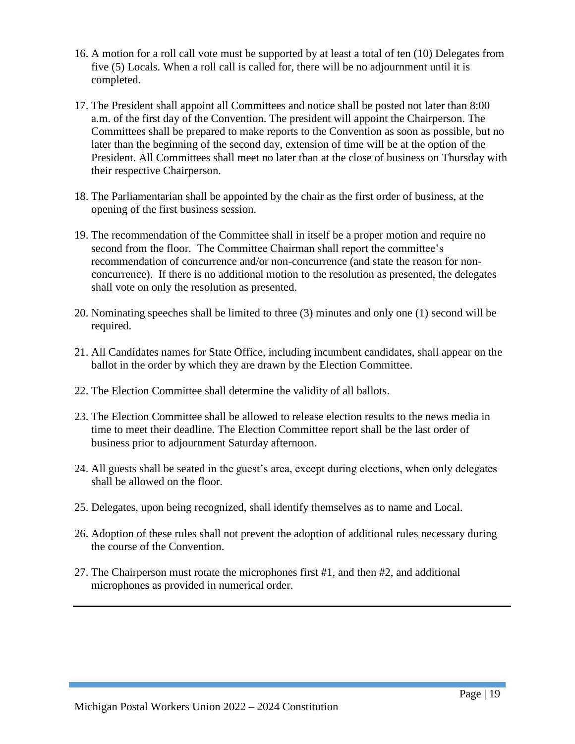16. A motion for a roll call vote must be supported by at least a total of ten (10) Delegates from five (5) Locals. When a roll call is called for, there will be no adjournment until it is completed.

17. The President shall appoint all Committees and notice shall be posted not later than 8:00 a.m. of the first day of the Convention. The president will appoint the Chairperson. The Committees shall be prepared to make reports to the Convention as soon as possible, but no later than the beginning of the second day, extension of time will be at the option of the President. All Committees shall meet no later than at the close of business on Thursday with their respective Chairperson.

18. The Parliamentarian shall be appointed by the chair as the first order of business, at the opening of the first business session.

19. The recommendation of the Committee shall in itself be a proper motion and require no second from the floor. The Committee Chairman shall report the committee's recommendation of concurrence and/or non-concurrence (and state the reason for non-concurrence). If there is no additional motion to the resolution as presented, the delegates shall vote on only the resolution as presented.

20. Nominating speeches shall be limited to three (3) minutes and only one (1) second will be required.

21. All Candidates names for State Office, including incumbent candidates, shall appear on the ballot in the order by which they are drawn by the Election Committee.

22. The Election Committee shall determine the validity of all ballots.

23. The Election Committee shall be allowed to release election results to the news media in time to meet their deadline. The Election Committee report shall be the last order of business prior to adjournment Saturday afternoon.

24. All guests shall be seated in the guest's area, except during elections, when only delegates shall be allowed on the floor.

25. Delegates, upon being recognized, shall identify themselves as to name and Local.

26. Adoption of these rules shall not prevent the adoption of additional rules necessary during the course of the Convention.

27. The Chairperson must rotate the microphones first #1, and then #2, and additional microphones as provided in numerical order.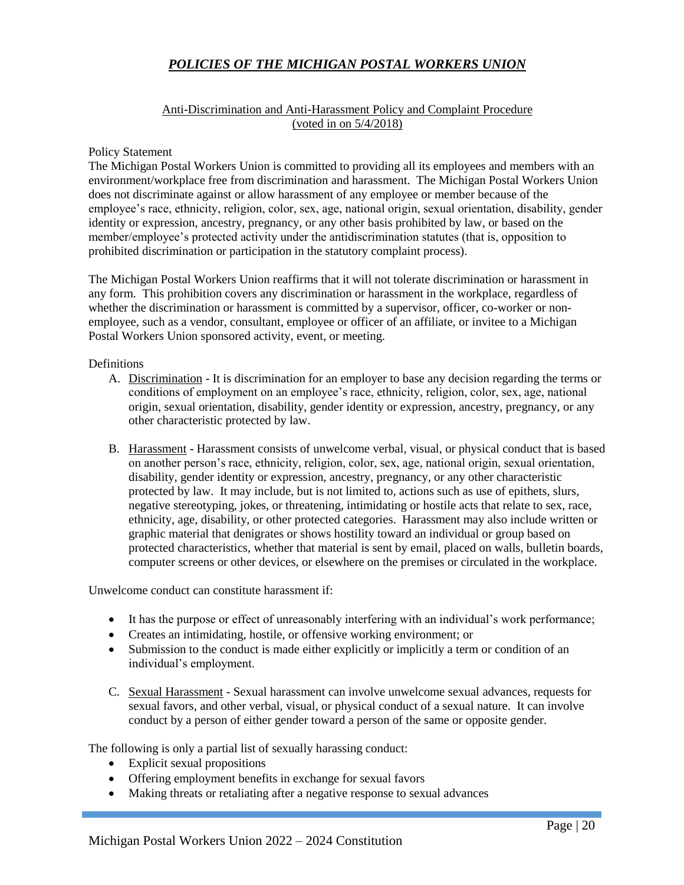# *POLICIES OF THE MICHIGAN POSTAL WORKERS UNION*

## Anti-Discrimination and Anti-Harassment Policy and Complaint Procedure (voted in on 5/4/2018)

Policy Statement

The Michigan Postal Workers Union is committed to providing all its employees and members with an environment/workplace free from discrimination and harassment. The Michigan Postal Workers Union does not discriminate against or allow harassment of any employee or member because of the employee's race, ethnicity, religion, color, sex, age, national origin, sexual orientation, disability, gender identity or expression, ancestry, pregnancy, or any other basis prohibited by law, or based on the member/employee's protected activity under the antidiscrimination statutes (that is, opposition to prohibited discrimination or participation in the statutory complaint process).

The Michigan Postal Workers Union reaffirms that it will not tolerate discrimination or harassment in any form. This prohibition covers any discrimination or harassment in the workplace, regardless of whether the discrimination or harassment is committed by a supervisor, officer, co-worker or non-employee, such as a vendor, consultant, employee or officer of an affiliate, or invitee to a Michigan Postal Workers Union sponsored activity, event, or meeting.

Definitions

A. Discrimination - It is discrimination for an employer to base any decision regarding the terms or conditions of employment on an employee's race, ethnicity, religion, color, sex, age, national origin, sexual orientation, disability, gender identity or expression, ancestry, pregnancy, or any other characteristic protected by law.

B. Harassment - Harassment consists of unwelcome verbal, visual, or physical conduct that is based on another person's race, ethnicity, religion, color, sex, age, national origin, sexual orientation, disability, gender identity or expression, ancestry, pregnancy, or any other characteristic protected by law. It may include, but is not limited to, actions such as use of epithets, slurs, negative stereotyping, jokes, or threatening, intimidating or hostile acts that relate to sex, race, ethnicity, age, disability, or other protected categories. Harassment may also include written or graphic material that denigrates or shows hostility toward an individual or group based on protected characteristics, whether that material is sent by email, placed on walls, bulletin boards, computer screens or other devices, or elsewhere on the premises or circulated in the workplace.

Unwelcome conduct can constitute harassment if:

- It has the purpose or effect of unreasonably interfering with an individual's work performance;
- Creates an intimidating, hostile, or offensive working environment; or
- Submission to the conduct is made either explicitly or implicitly a term or condition of an individual's employment.

C. Sexual Harassment - Sexual harassment can involve unwelcome sexual advances, requests for sexual favors, and other verbal, visual, or physical conduct of a sexual nature. It can involve conduct by a person of either gender toward a person of the same or opposite gender.

The following is only a partial list of sexually harassing conduct:

- Explicit sexual propositions
- Offering employment benefits in exchange for sexual favors
- Making threats or retaliating after a negative response to sexual advances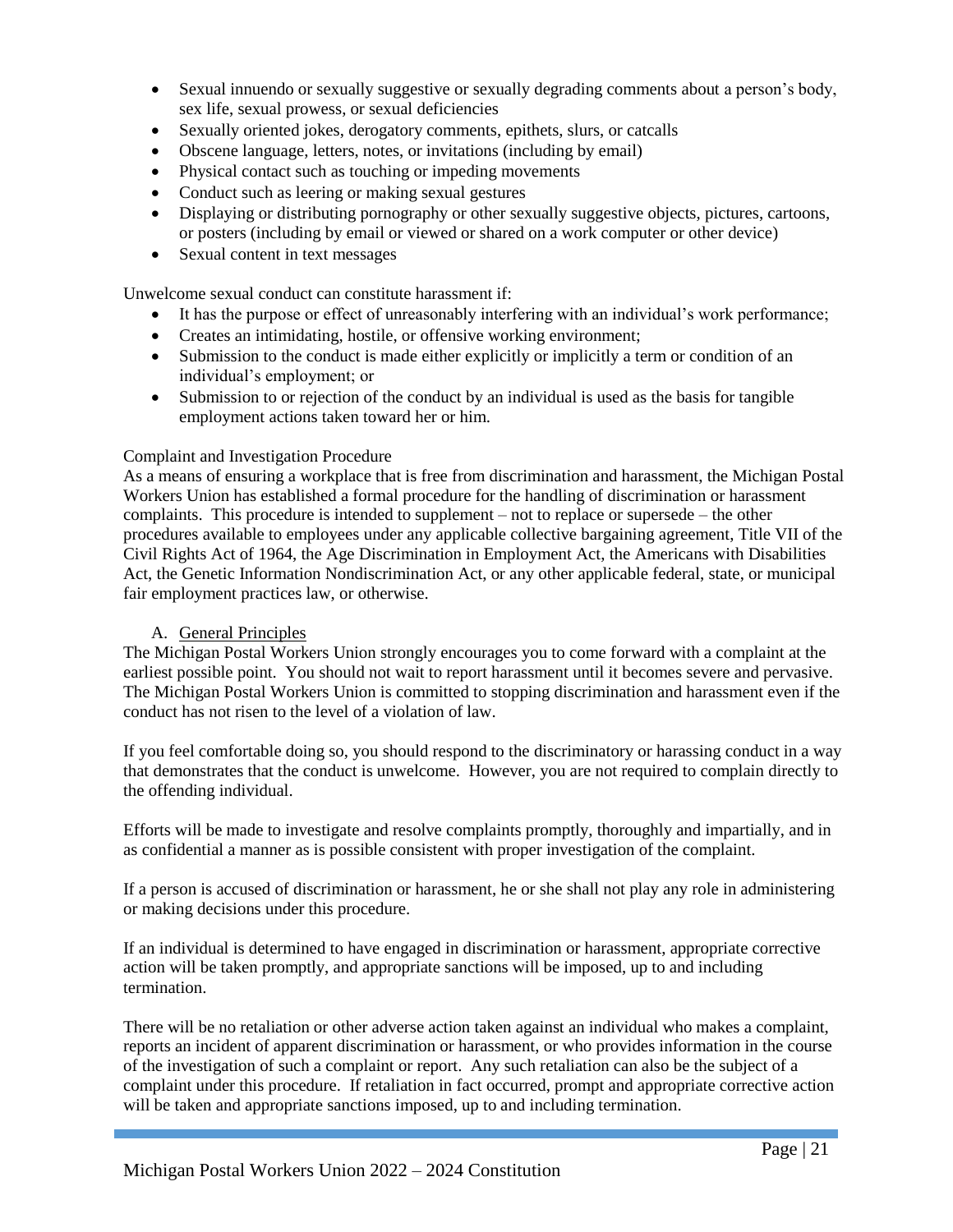- Sexual innuendo or sexually suggestive or sexually degrading comments about a person's body, sex life, sexual prowess, or sexual deficiencies
- Sexually oriented jokes, derogatory comments, epithets, slurs, or catcalls
- Obscene language, letters, notes, or invitations (including by email)
- Physical contact such as touching or impeding movements
- Conduct such as leering or making sexual gestures
- Displaying or distributing pornography or other sexually suggestive objects, pictures, cartoons, or posters (including by email or viewed or shared on a work computer or other device)
- Sexual content in text messages

Unwelcome sexual conduct can constitute harassment if:

- It has the purpose or effect of unreasonably interfering with an individual's work performance;
- Creates an intimidating, hostile, or offensive working environment;
- Submission to the conduct is made either explicitly or implicitly a term or condition of an individual's employment; or
- Submission to or rejection of the conduct by an individual is used as the basis for tangible employment actions taken toward her or him.

Complaint and Investigation Procedure

As a means of ensuring a workplace that is free from discrimination and harassment, the Michigan Postal Workers Union has established a formal procedure for the handling of discrimination or harassment complaints. This procedure is intended to supplement – not to replace or supersede – the other procedures available to employees under any applicable collective bargaining agreement, Title VII of the Civil Rights Act of 1964, the Age Discrimination in Employment Act, the Americans with Disabilities Act, the Genetic Information Nondiscrimination Act, or any other applicable federal, state, or municipal fair employment practices law, or otherwise.

A. General Principles

The Michigan Postal Workers Union strongly encourages you to come forward with a complaint at the earliest possible point. You should not wait to report harassment until it becomes severe and pervasive. The Michigan Postal Workers Union is committed to stopping discrimination and harassment even if the conduct has not risen to the level of a violation of law.

If you feel comfortable doing so, you should respond to the discriminatory or harassing conduct in a way that demonstrates that the conduct is unwelcome. However, you are not required to complain directly to the offending individual.

Efforts will be made to investigate and resolve complaints promptly, thoroughly and impartially, and in as confidential a manner as is possible consistent with proper investigation of the complaint.

If a person is accused of discrimination or harassment, he or she shall not play any role in administering or making decisions under this procedure.

If an individual is determined to have engaged in discrimination or harassment, appropriate corrective action will be taken promptly, and appropriate sanctions will be imposed, up to and including termination.

There will be no retaliation or other adverse action taken against an individual who makes a complaint, reports an incident of apparent discrimination or harassment, or who provides information in the course of the investigation of such a complaint or report. Any such retaliation can also be the subject of a complaint under this procedure. If retaliation in fact occurred, prompt and appropriate corrective action will be taken and appropriate sanctions imposed, up to and including termination.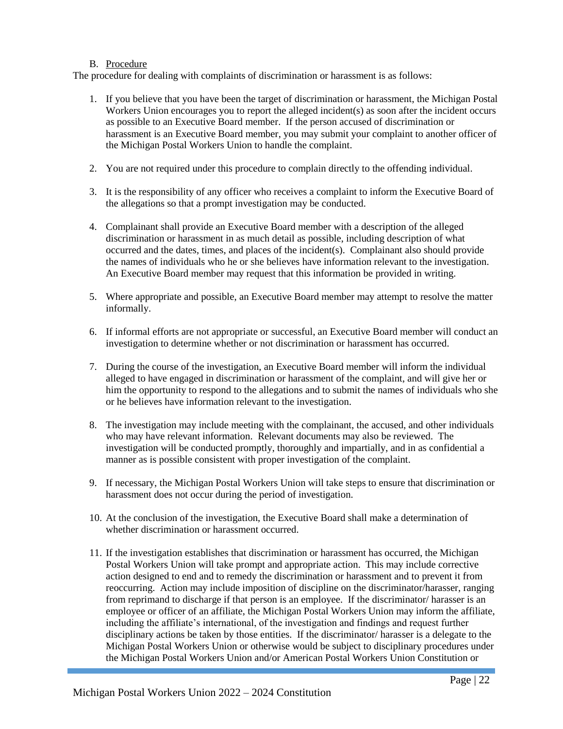B. Procedure

The procedure for dealing with complaints of discrimination or harassment is as follows:

1. If you believe that you have been the target of discrimination or harassment, the Michigan Postal Workers Union encourages you to report the alleged incident(s) as soon after the incident occurs as possible to an Executive Board member. If the person accused of discrimination or harassment is an Executive Board member, you may submit your complaint to another officer of the Michigan Postal Workers Union to handle the complaint.

2. You are not required under this procedure to complain directly to the offending individual.

3. It is the responsibility of any officer who receives a complaint to inform the Executive Board of the allegations so that a prompt investigation may be conducted.

4. Complainant shall provide an Executive Board member with a description of the alleged discrimination or harassment in as much detail as possible, including description of what occurred and the dates, times, and places of the incident(s). Complainant also should provide the names of individuals who he or she believes have information relevant to the investigation. An Executive Board member may request that this information be provided in writing.

5. Where appropriate and possible, an Executive Board member may attempt to resolve the matter informally.

6. If informal efforts are not appropriate or successful, an Executive Board member will conduct an investigation to determine whether or not discrimination or harassment has occurred.

7. During the course of the investigation, an Executive Board member will inform the individual alleged to have engaged in discrimination or harassment of the complaint, and will give her or him the opportunity to respond to the allegations and to submit the names of individuals who she or he believes have information relevant to the investigation.

8. The investigation may include meeting with the complainant, the accused, and other individuals who may have relevant information. Relevant documents may also be reviewed. The investigation will be conducted promptly, thoroughly and impartially, and in as confidential a manner as is possible consistent with proper investigation of the complaint.

9. If necessary, the Michigan Postal Workers Union will take steps to ensure that discrimination or harassment does not occur during the period of investigation.

10. At the conclusion of the investigation, the Executive Board shall make a determination of whether discrimination or harassment occurred.

11. If the investigation establishes that discrimination or harassment has occurred, the Michigan Postal Workers Union will take prompt and appropriate action. This may include corrective action designed to end and to remedy the discrimination or harassment and to prevent it from reoccurring. Action may include imposition of discipline on the discriminator/harasser, ranging from reprimand to discharge if that person is an employee. If the discriminator/ harasser is an employee or officer of an affiliate, the Michigan Postal Workers Union may inform the affiliate, including the affiliate's international, of the investigation and findings and request further disciplinary actions be taken by those entities. If the discriminator/ harasser is a delegate to the Michigan Postal Workers Union or otherwise would be subject to disciplinary procedures under the Michigan Postal Workers Union and/or American Postal Workers Union Constitution or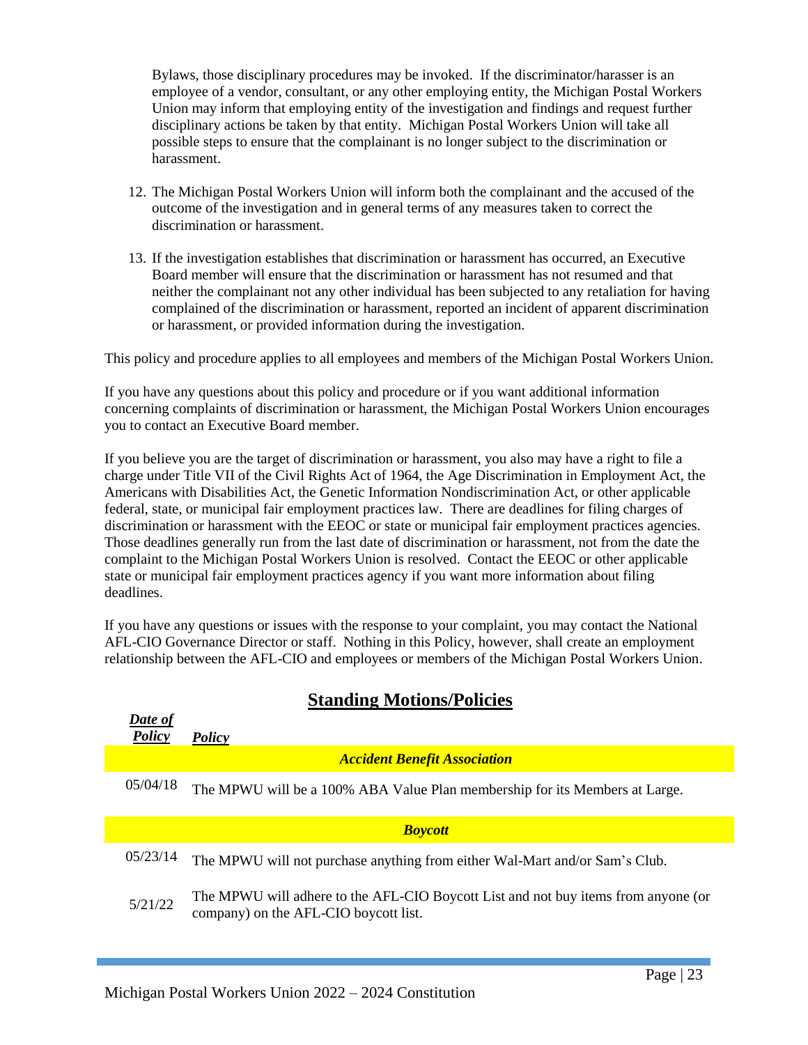Bylaws, those disciplinary procedures may be invoked. If the discriminator/harasser is an employee of a vendor, consultant, or any other employing entity, the Michigan Postal Workers Union may inform that employing entity of the investigation and findings and request further disciplinary actions be taken by that entity. Michigan Postal Workers Union will take all possible steps to ensure that the complainant is no longer subject to the discrimination or harassment.

12. The Michigan Postal Workers Union will inform both the complainant and the accused of the outcome of the investigation and in general terms of any measures taken to correct the discrimination or harassment.

13. If the investigation establishes that discrimination or harassment has occurred, an Executive Board member will ensure that the discrimination or harassment has not resumed and that neither the complainant not any other individual has been subjected to any retaliation for having complained of the discrimination or harassment, reported an incident of apparent discrimination or harassment, or provided information during the investigation.

This policy and procedure applies to all employees and members of the Michigan Postal Workers Union.

If you have any questions about this policy and procedure or if you want additional information concerning complaints of discrimination or harassment, the Michigan Postal Workers Union encourages you to contact an Executive Board member.

If you believe you are the target of discrimination or harassment, you also may have a right to file a charge under Title VII of the Civil Rights Act of 1964, the Age Discrimination in Employment Act, the Americans with Disabilities Act, the Genetic Information Nondiscrimination Act, or other applicable federal, state, or municipal fair employment practices law. There are deadlines for filing charges of discrimination or harassment with the EEOC or state or municipal fair employment practices agencies. Those deadlines generally run from the last date of discrimination or harassment, not from the date the complaint to the Michigan Postal Workers Union is resolved. Contact the EEOC or other applicable state or municipal fair employment practices agency if you want more information about filing deadlines.

If you have any questions or issues with the response to your complaint, you may contact the National AFL-CIO Governance Director or staff. Nothing in this Policy, however, shall create an employment relationship between the AFL-CIO and employees or members of the Michigan Postal Workers Union.

## Standing Motions/Policies

| ***Date of Policy*** | ***Policy*** |
|---|---|
| | ***Accident Benefit Association*** |
| 05/04/18 | The MPWU will be a 100% ABA Value Plan membership for its Members at Large. |
| | ***Boycott*** |
| 05/23/14 | The MPWU will not purchase anything from either Wal-Mart and/or Sam's Club. |
| 5/21/22 | The MPWU will adhere to the AFL-CIO Boycott List and not buy items from anyone (or company) on the AFL-CIO boycott list. |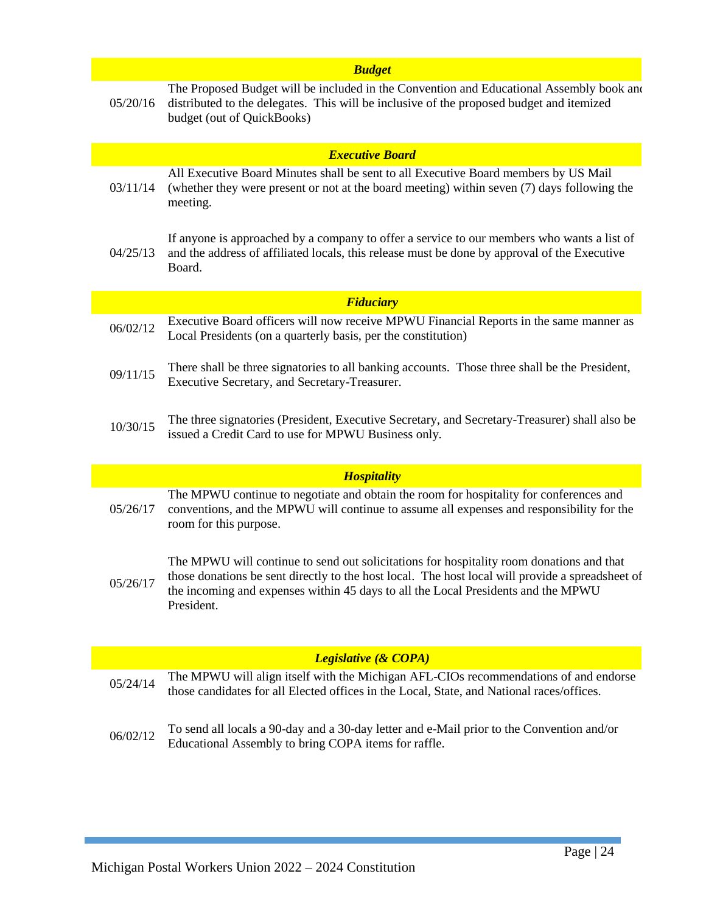| | |
|---|---|
| | ***Budget*** |
| 05/20/16 | The Proposed Budget will be included in the Convention and Educational Assembly book and distributed to the delegates. This will be inclusive of the proposed budget and itemized budget (out of QuickBooks) |
| | ***Executive Board*** |
| 03/11/14 | All Executive Board Minutes shall be sent to all Executive Board members by US Mail (whether they were present or not at the board meeting) within seven (7) days following the meeting. |
| 04/25/13 | If anyone is approached by a company to offer a service to our members who wants a list of and the address of affiliated locals, this release must be done by approval of the Executive Board. |
| | ***Fiduciary*** |
| 06/02/12 | Executive Board officers will now receive MPWU Financial Reports in the same manner as Local Presidents (on a quarterly basis, per the constitution) |
| 09/11/15 | There shall be three signatories to all banking accounts. Those three shall be the President, Executive Secretary, and Secretary-Treasurer. |
| 10/30/15 | The three signatories (President, Executive Secretary, and Secretary-Treasurer) shall also be issued a Credit Card to use for MPWU Business only. |
| | ***Hospitality*** |
| 05/26/17 | The MPWU continue to negotiate and obtain the room for hospitality for conferences and conventions, and the MPWU will continue to assume all expenses and responsibility for the room for this purpose. |
| 05/26/17 | The MPWU will continue to send out solicitations for hospitality room donations and that those donations be sent directly to the host local. The host local will provide a spreadsheet of the incoming and expenses within 45 days to all the Local Presidents and the MPWU President. |
| | ***Legislative (& COPA)*** |
| 05/24/14 | The MPWU will align itself with the Michigan AFL-CIOs recommendations of and endorse those candidates for all Elected offices in the Local, State, and National races/offices. |
| 06/02/12 | To send all locals a 90-day and a 30-day letter and e-Mail prior to the Convention and/or Educational Assembly to bring COPA items for raffle. |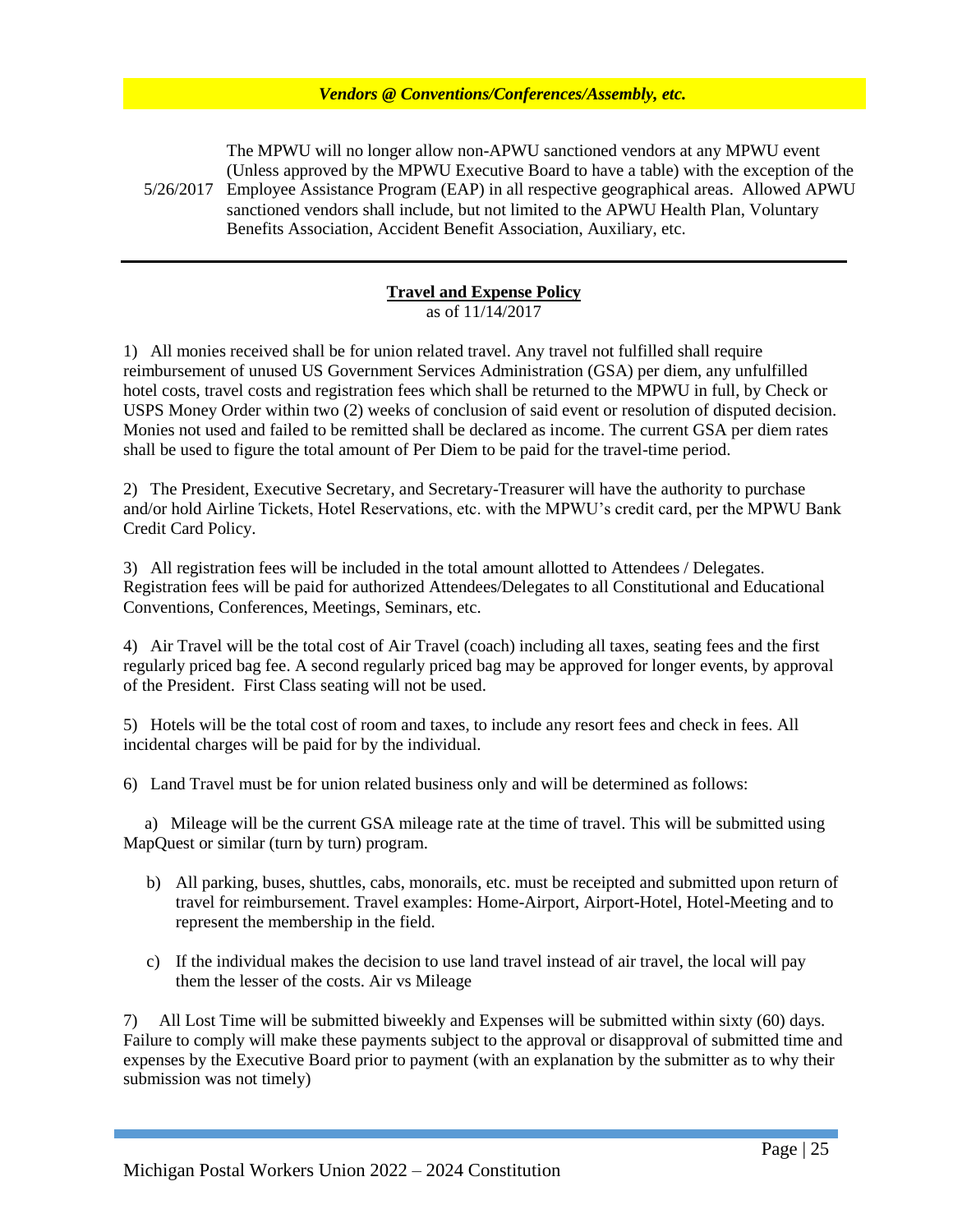***Vendors @ Conventions/Conferences/Assembly, etc.***

| | |
|---|---|
| 5/26/2017 | The MPWU will no longer allow non-APWU sanctioned vendors at any MPWU event (Unless approved by the MPWU Executive Board to have a table) with the exception of the Employee Assistance Program (EAP) in all respective geographical areas. Allowed APWU sanctioned vendors shall include, but not limited to the APWU Health Plan, Voluntary Benefits Association, Accident Benefit Association, Auxiliary, etc. |

---

## Travel and Expense Policy

as of 11/14/2017

1) All monies received shall be for union related travel. Any travel not fulfilled shall require reimbursement of unused US Government Services Administration (GSA) per diem, any unfulfilled hotel costs, travel costs and registration fees which shall be returned to the MPWU in full, by Check or USPS Money Order within two (2) weeks of conclusion of said event or resolution of disputed decision. Monies not used and failed to be remitted shall be declared as income. The current GSA per diem rates shall be used to figure the total amount of Per Diem to be paid for the travel-time period.

2) The President, Executive Secretary, and Secretary-Treasurer will have the authority to purchase and/or hold Airline Tickets, Hotel Reservations, etc. with the MPWU's credit card, per the MPWU Bank Credit Card Policy.

3) All registration fees will be included in the total amount allotted to Attendees / Delegates. Registration fees will be paid for authorized Attendees/Delegates to all Constitutional and Educational Conventions, Conferences, Meetings, Seminars, etc.

4) Air Travel will be the total cost of Air Travel (coach) including all taxes, seating fees and the first regularly priced bag fee. A second regularly priced bag may be approved for longer events, by approval of the President. First Class seating will not be used.

5) Hotels will be the total cost of room and taxes, to include any resort fees and check in fees. All incidental charges will be paid for by the individual.

6) Land Travel must be for union related business only and will be determined as follows:

a) Mileage will be the current GSA mileage rate at the time of travel. This will be submitted using MapQuest or similar (turn by turn) program.

b) All parking, buses, shuttles, cabs, monorails, etc. must be receipted and submitted upon return of travel for reimbursement. Travel examples: Home-Airport, Airport-Hotel, Hotel-Meeting and to represent the membership in the field.

c) If the individual makes the decision to use land travel instead of air travel, the local will pay them the lesser of the costs. Air vs Mileage

7) All Lost Time will be submitted biweekly and Expenses will be submitted within sixty (60) days. Failure to comply will make these payments subject to the approval or disapproval of submitted time and expenses by the Executive Board prior to payment (with an explanation by the submitter as to why their submission was not timely)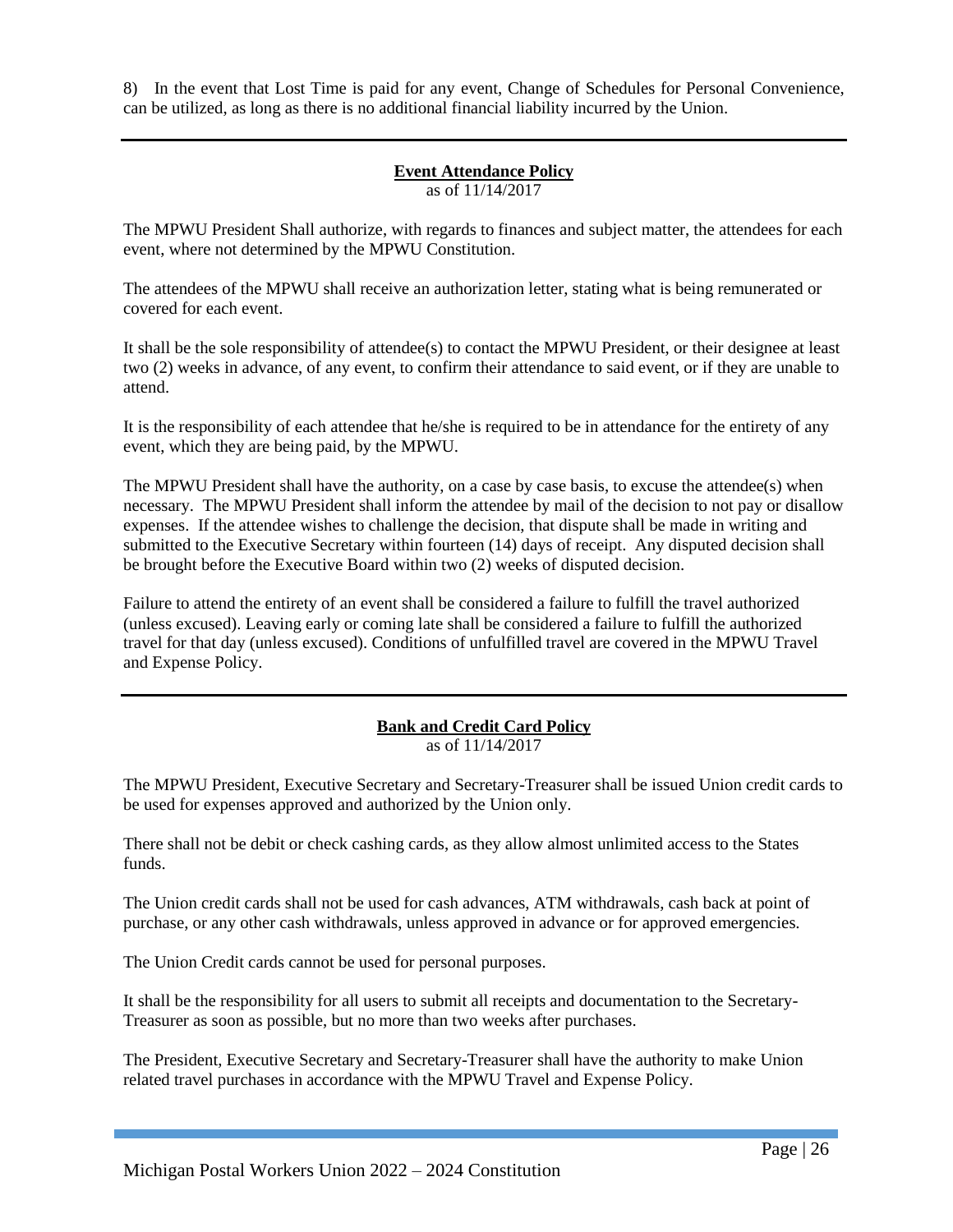8) In the event that Lost Time is paid for any event, Change of Schedules for Personal Convenience, can be utilized, as long as there is no additional financial liability incurred by the Union.

---

## Event Attendance Policy

as of 11/14/2017

The MPWU President Shall authorize, with regards to finances and subject matter, the attendees for each event, where not determined by the MPWU Constitution.

The attendees of the MPWU shall receive an authorization letter, stating what is being remunerated or covered for each event.

It shall be the sole responsibility of attendee(s) to contact the MPWU President, or their designee at least two (2) weeks in advance, of any event, to confirm their attendance to said event, or if they are unable to attend.

It is the responsibility of each attendee that he/she is required to be in attendance for the entirety of any event, which they are being paid, by the MPWU.

The MPWU President shall have the authority, on a case by case basis, to excuse the attendee(s) when necessary. The MPWU President shall inform the attendee by mail of the decision to not pay or disallow expenses. If the attendee wishes to challenge the decision, that dispute shall be made in writing and submitted to the Executive Secretary within fourteen (14) days of receipt. Any disputed decision shall be brought before the Executive Board within two (2) weeks of disputed decision.

Failure to attend the entirety of an event shall be considered a failure to fulfill the travel authorized (unless excused). Leaving early or coming late shall be considered a failure to fulfill the authorized travel for that day (unless excused). Conditions of unfulfilled travel are covered in the MPWU Travel and Expense Policy.

---

## Bank and Credit Card Policy

as of 11/14/2017

The MPWU President, Executive Secretary and Secretary-Treasurer shall be issued Union credit cards to be used for expenses approved and authorized by the Union only.

There shall not be debit or check cashing cards, as they allow almost unlimited access to the States funds.

The Union credit cards shall not be used for cash advances, ATM withdrawals, cash back at point of purchase, or any other cash withdrawals, unless approved in advance or for approved emergencies.

The Union Credit cards cannot be used for personal purposes.

It shall be the responsibility for all users to submit all receipts and documentation to the Secretary-Treasurer as soon as possible, but no more than two weeks after purchases.

The President, Executive Secretary and Secretary-Treasurer shall have the authority to make Union related travel purchases in accordance with the MPWU Travel and Expense Policy.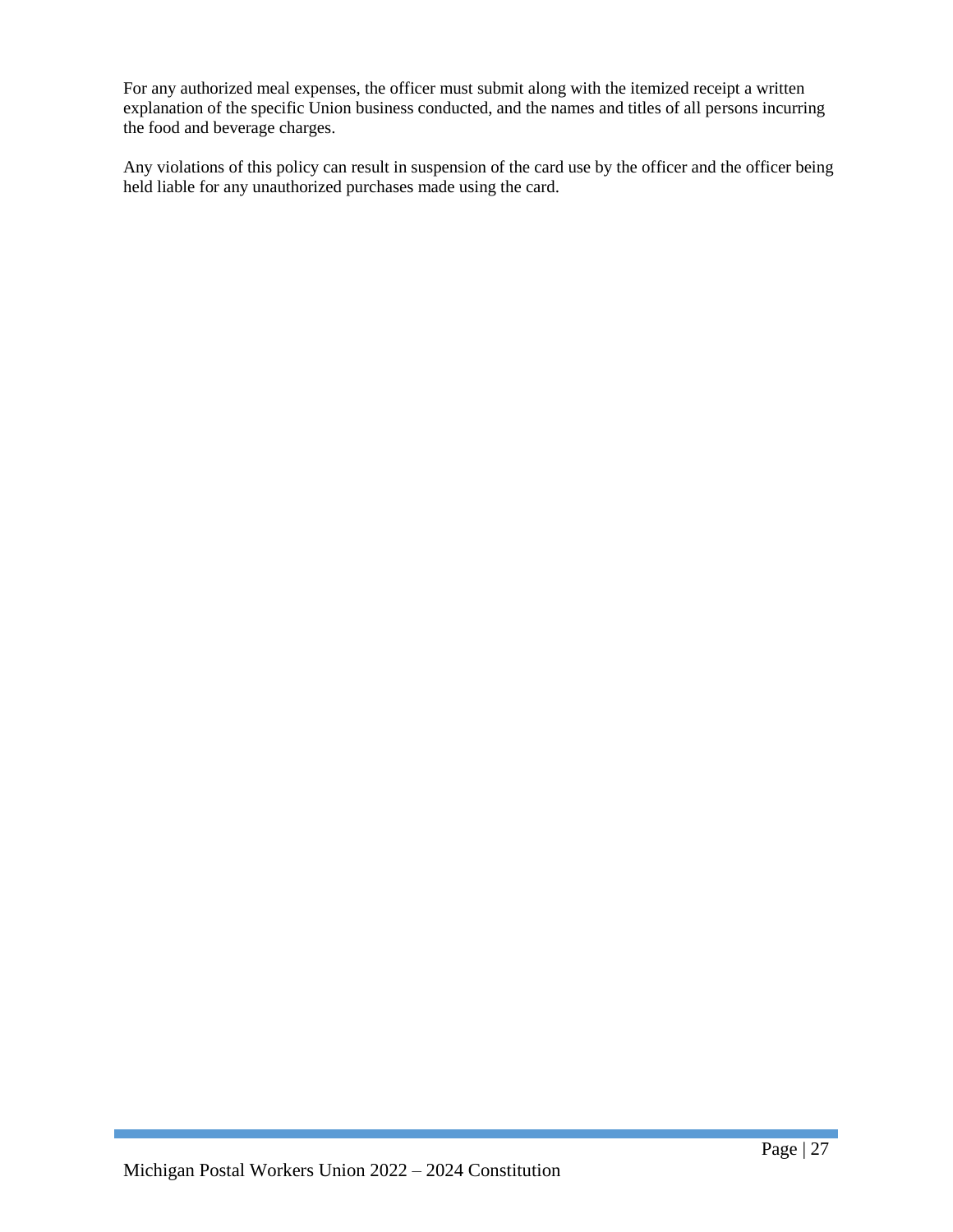For any authorized meal expenses, the officer must submit along with the itemized receipt a written explanation of the specific Union business conducted, and the names and titles of all persons incurring the food and beverage charges.

Any violations of this policy can result in suspension of the card use by the officer and the officer being held liable for any unauthorized purchases made using the card.